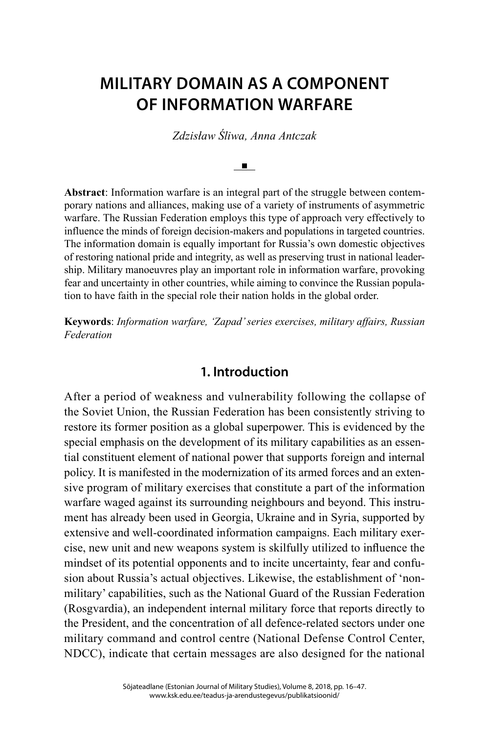# MILITARY DOMAIN AS A COMPONENT OF INFORMATION WARFARE

*Zdzisław Śliwa, Anna Antczak*

**Abstract**: Information warfare is an integral part of the struggle between contemporary nations and alliances, making use of a variety of instruments of asymmetric warfare. The Russian Federation employs this type of approach very effectively to influence the minds of foreign decision-makers and populations in targeted countries. The information domain is equally important for Russia's own domestic objectives of restoring national pride and integrity, as well as preserving trust in national leadership. Military manoeuvres play an important role in information warfare, provoking fear and uncertainty in other countries, while aiming to convince the Russian population to have faith in the special role their nation holds in the global order.

**Keywords**: *Information warfare, 'Zapad' series exercises, military affairs, Russian Federation*

## 1. Introduction

After a period of weakness and vulnerability following the collapse of the Soviet Union, the Russian Federation has been consistently striving to restore its former position as a global superpower. This is evidenced by the special emphasis on the development of its military capabilities as an essential constituent element of national power that supports foreign and internal policy. It is manifested in the modernization of its armed forces and an extensive program of military exercises that constitute a part of the information warfare waged against its surrounding neighbours and beyond. This instrument has already been used in Georgia, Ukraine and in Syria, supported by extensive and well-coordinated information campaigns. Each military exercise, new unit and new weapons system is skilfully utilized to influence the mindset of its potential opponents and to incite uncertainty, fear and confusion about Russia's actual objectives. Likewise, the establishment of 'non-military' capabilities, such as the National Guard of the Russian Federation (Rosgvardia), an independent internal military force that reports directly to the President, and the concentration of all defence-related sectors under one military command and control centre (National Defense Control Center, NDCC), indicate that certain messages are also designed for the national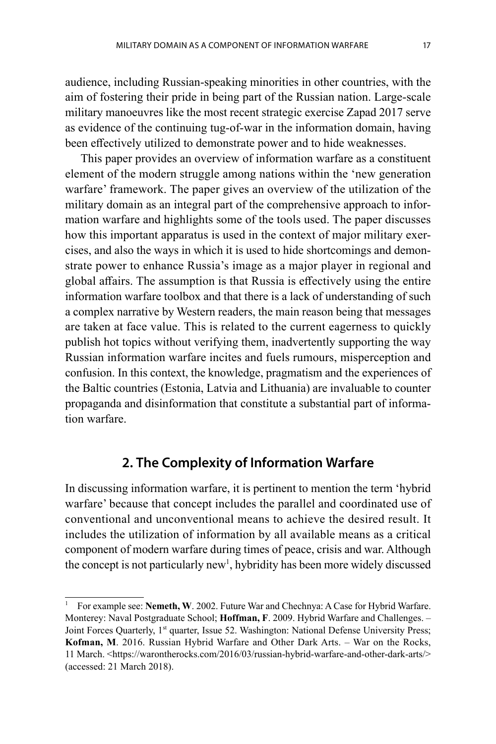audience, including Russian-speaking minorities in other countries, with the aim of fostering their pride in being part of the Russian nation. Large-scale military manoeuvres like the most recent strategic exercise Zapad 2017 serve as evidence of the continuing tug-of-war in the information domain, having been effectively utilized to demonstrate power and to hide weaknesses.

This paper provides an overview of information warfare as a constituent element of the modern struggle among nations within the 'new generation warfare' framework. The paper gives an overview of the utilization of the military domain as an integral part of the comprehensive approach to information warfare and highlights some of the tools used. The paper discusses how this important apparatus is used in the context of major military exercises, and also the ways in which it is used to hide shortcomings and demonstrate power to enhance Russia's image as a major player in regional and global affairs. The assumption is that Russia is effectively using the entire information warfare toolbox and that there is a lack of understanding of such a complex narrative by Western readers, the main reason being that messages are taken at face value. This is related to the current eagerness to quickly publish hot topics without verifying them, inadvertently supporting the way Russian information warfare incites and fuels rumours, misperception and confusion. In this context, the knowledge, pragmatism and the experiences of the Baltic countries (Estonia, Latvia and Lithuania) are invaluable to counter propaganda and disinformation that constitute a substantial part of information warfare.

## 2. The Complexity of Information Warfare

In discussing information warfare, it is pertinent to mention the term 'hybrid warfare' because that concept includes the parallel and coordinated use of conventional and unconventional means to achieve the desired result. It includes the utilization of information by all available means as a critical component of modern warfare during times of peace, crisis and war. Although the concept is not particularly new[1], hybridity has been more widely discussed

---

[1] For example see: **Nemeth, W**. 2002. Future War and Chechnya: A Case for Hybrid Warfare. Monterey: Naval Postgraduate School; **Hoffman, F**. 2009. Hybrid Warfare and Challenges. – Joint Forces Quarterly, 1st quarter, Issue 52. Washington: National Defense University Press; **Kofman, M**. 2016. Russian Hybrid Warfare and Other Dark Arts. – War on the Rocks, 11 March. <https://warontherocks.com/2016/03/russian-hybrid-warfare-and-other-dark-arts/> (accessed: 21 March 2018).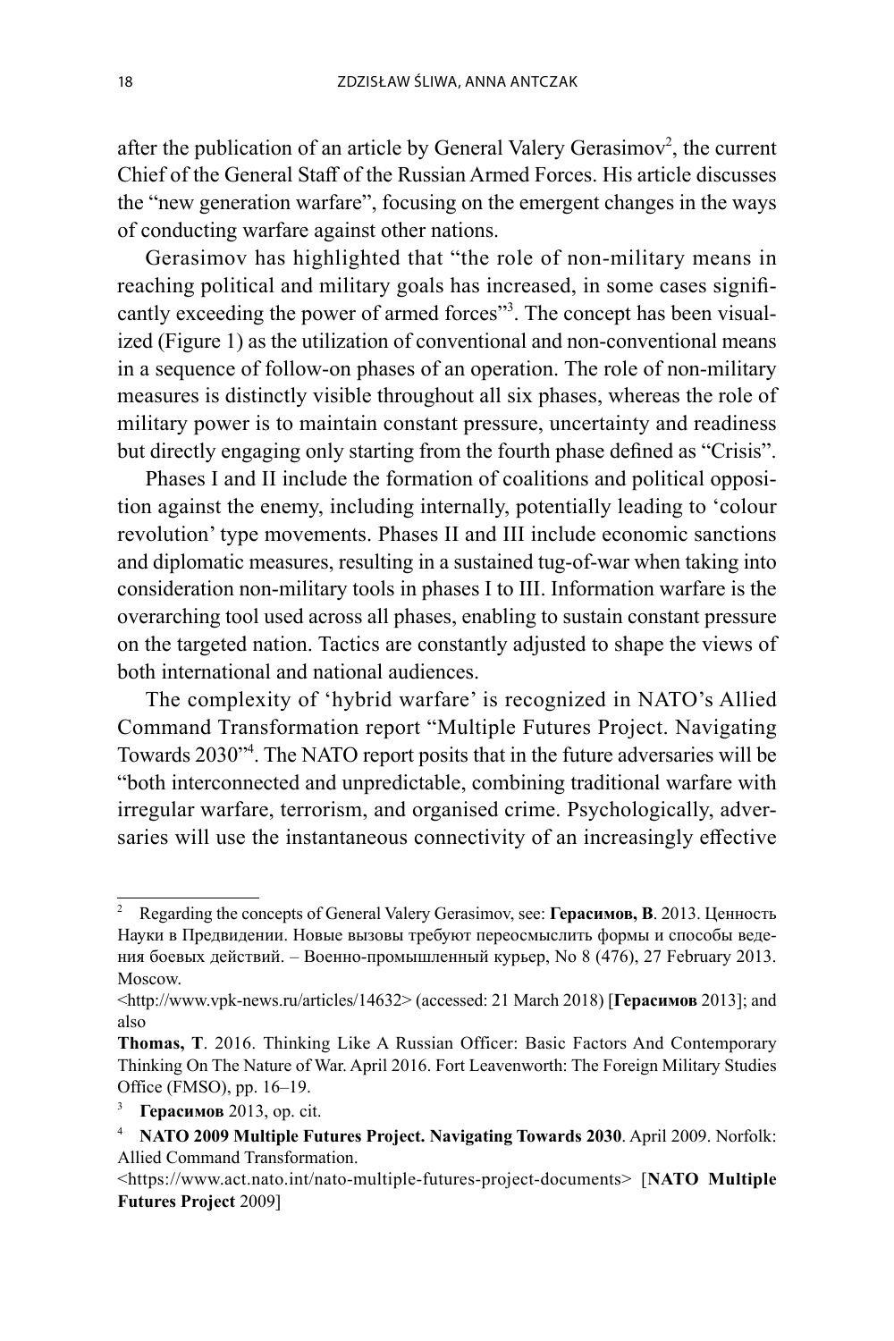after the publication of an article by General Valery Gerasimov[2], the current Chief of the General Staff of the Russian Armed Forces. His article discusses the "new generation warfare", focusing on the emergent changes in the ways of conducting warfare against other nations.

Gerasimov has highlighted that "the role of non-military means in reaching political and military goals has increased, in some cases significantly exceeding the power of armed forces"[3]. The concept has been visualized (Figure 1) as the utilization of conventional and non-conventional means in a sequence of follow-on phases of an operation. The role of non-military measures is distinctly visible throughout all six phases, whereas the role of military power is to maintain constant pressure, uncertainty and readiness but directly engaging only starting from the fourth phase defined as "Crisis".

Phases I and II include the formation of coalitions and political opposition against the enemy, including internally, potentially leading to 'colour revolution' type movements. Phases II and III include economic sanctions and diplomatic measures, resulting in a sustained tug-of-war when taking into consideration non-military tools in phases I to III. Information warfare is the overarching tool used across all phases, enabling to sustain constant pressure on the targeted nation. Tactics are constantly adjusted to shape the views of both international and national audiences.

The complexity of 'hybrid warfare' is recognized in NATO's Allied Command Transformation report "Multiple Futures Project. Navigating Towards 2030"[4]. The NATO report posits that in the future adversaries will be "both interconnected and unpredictable, combining traditional warfare with irregular warfare, terrorism, and organised crime. Psychologically, adversaries will use the instantaneous connectivity of an increasingly effective

---

[2] Regarding the concepts of General Valery Gerasimov, see: **Герасимов, В**. 2013. Ценность Науки в Предвидении. Новые вызовы требуют переосмыслить формы и способы ведения боевых действий. – Военно-промышленный курьер, No 8 (476), 27 February 2013. Moscow.
<http://www.vpk-news.ru/articles/14632> (accessed: 21 March 2018) [**Герасимов** 2013]; and also
**Thomas, T**. 2016. Thinking Like A Russian Officer: Basic Factors And Contemporary Thinking On The Nature of War. April 2016. Fort Leavenworth: The Foreign Military Studies Office (FMSO), pp. 16–19.

[3] **Герасимов** 2013, op. cit.

[4] **NATO 2009 Multiple Futures Project. Navigating Towards 2030**. April 2009. Norfolk: Allied Command Transformation.
<https://www.act.nato.int/nato-multiple-futures-project-documents> [**NATO Multiple Futures Project** 2009]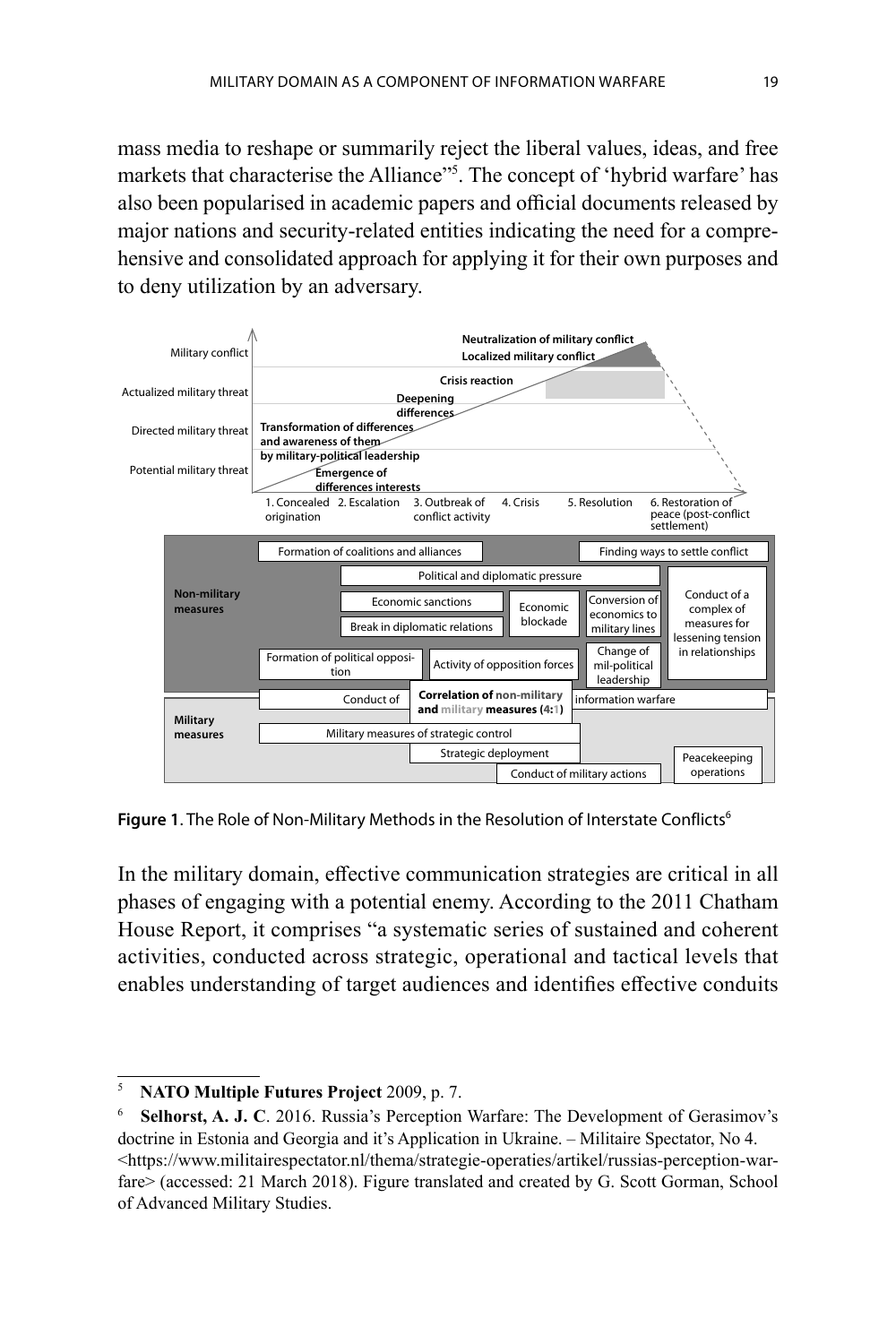mass media to reshape or summarily reject the liberal values, ideas, and free markets that characterise the Alliance"[5]. The concept of 'hybrid warfare' has also been popularised in academic papers and official documents released by major nations and security-related entities indicating the need for a comprehensive and consolidated approach for applying it for their own purposes and to deny utilization by an adversary.

**Figure 1**. The Role of Non-Military Methods in the Resolution of Interstate Conflicts[6]

In the military domain, effective communication strategies are critical in all phases of engaging with a potential enemy. According to the 2011 Chatham House Report, it comprises "a systematic series of sustained and coherent activities, conducted across strategic, operational and tactical levels that enables understanding of target audiences and identifies effective conduits

---

[5] **NATO Multiple Futures Project** 2009, p. 7.

[6] **Selhorst, A. J. C**. 2016. Russia's Perception Warfare: The Development of Gerasimov's doctrine in Estonia and Georgia and it's Application in Ukraine. – Militaire Spectator, No 4. <https://www.militairespectator.nl/thema/strategie-operaties/artikel/russias-perception-warfare> (accessed: 21 March 2018). Figure translated and created by G. Scott Gorman, School of Advanced Military Studies.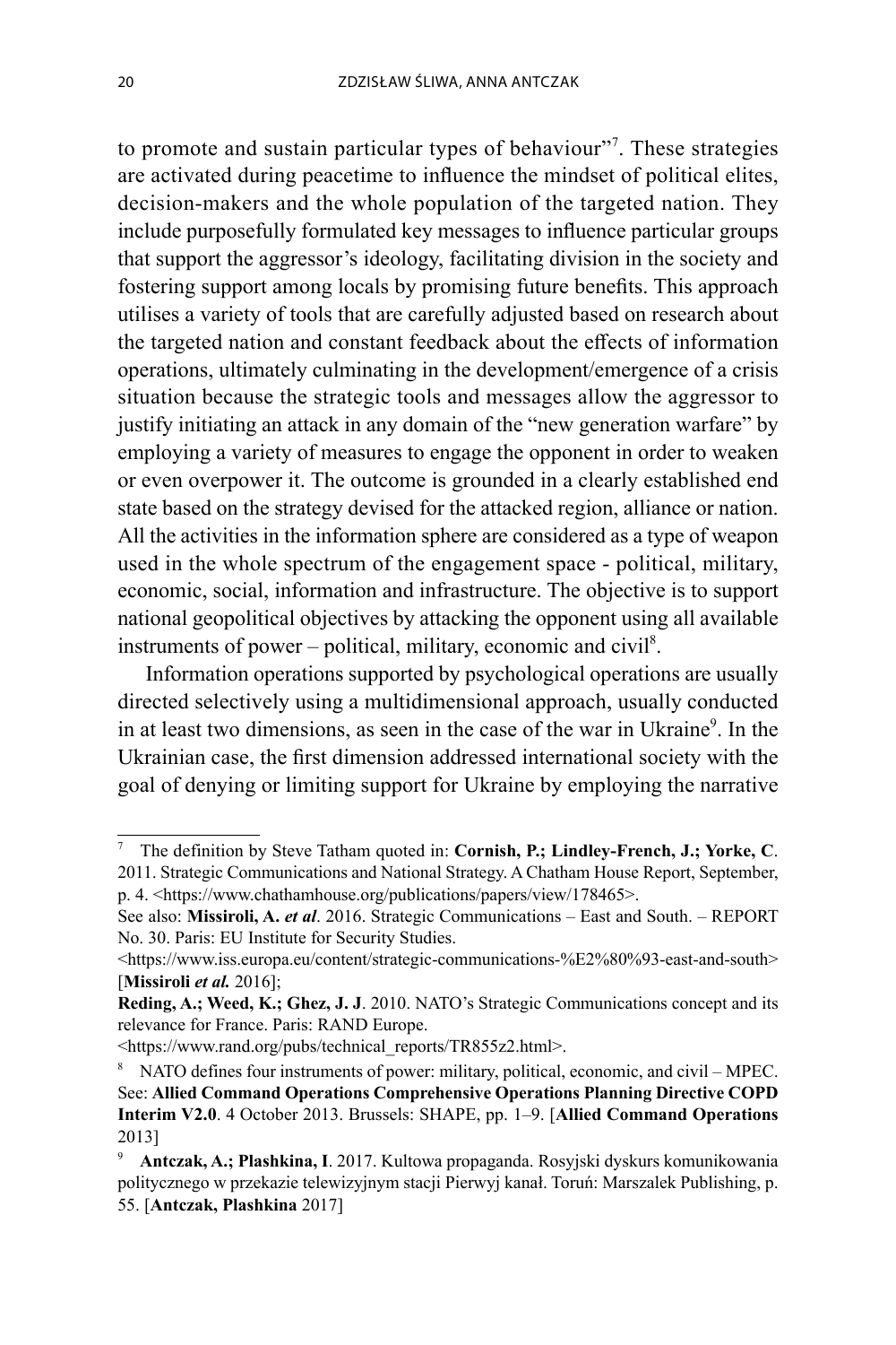to promote and sustain particular types of behaviour"[7]. These strategies are activated during peacetime to influence the mindset of political elites, decision-makers and the whole population of the targeted nation. They include purposefully formulated key messages to influence particular groups that support the aggressor's ideology, facilitating division in the society and fostering support among locals by promising future benefits. This approach utilises a variety of tools that are carefully adjusted based on research about the targeted nation and constant feedback about the effects of information operations, ultimately culminating in the development/emergence of a crisis situation because the strategic tools and messages allow the aggressor to justify initiating an attack in any domain of the "new generation warfare" by employing a variety of measures to engage the opponent in order to weaken or even overpower it. The outcome is grounded in a clearly established end state based on the strategy devised for the attacked region, alliance or nation. All the activities in the information sphere are considered as a type of weapon used in the whole spectrum of the engagement space - political, military, economic, social, information and infrastructure. The objective is to support national geopolitical objectives by attacking the opponent using all available instruments of power – political, military, economic and civil[8].

Information operations supported by psychological operations are usually directed selectively using a multidimensional approach, usually conducted in at least two dimensions, as seen in the case of the war in Ukraine[9]. In the Ukrainian case, the first dimension addressed international society with the goal of denying or limiting support for Ukraine by employing the narrative

---

[7] The definition by Steve Tatham quoted in: **Cornish, P.; Lindley-French, J.; Yorke, C**. 2011. Strategic Communications and National Strategy. A Chatham House Report, September, p. 4. <https://www.chathamhouse.org/publications/papers/view/178465>.

See also: **Missiroli, A.** ***et al***. 2016. Strategic Communications – East and South. – REPORT No. 30. Paris: EU Institute for Security Studies.
<https://www.iss.europa.eu/content/strategic-communications-%E2%80%93-east-and-south> [**Missiroli** ***et al.*** 2016];

**Reding, A.; Weed, K.; Ghez, J. J**. 2010. NATO's Strategic Communications concept and its relevance for France. Paris: RAND Europe.
<https://www.rand.org/pubs/technical_reports/TR855z2.html>.

[8] NATO defines four instruments of power: military, political, economic, and civil – MPEC. See: **Allied Command Operations Comprehensive Operations Planning Directive COPD Interim V2.0**. 4 October 2013. Brussels: SHAPE, pp. 1–9. [**Allied Command Operations** 2013]

[9] **Antczak, A.; Plashkina, I**. 2017. Kultowa propaganda. Rosyjski dyskurs komunikowania politycznego w przekazie telewizyjnym stacji Pierwyj kanał. Toruń: Marszalek Publishing, p. 55. [**Antczak, Plashkina** 2017]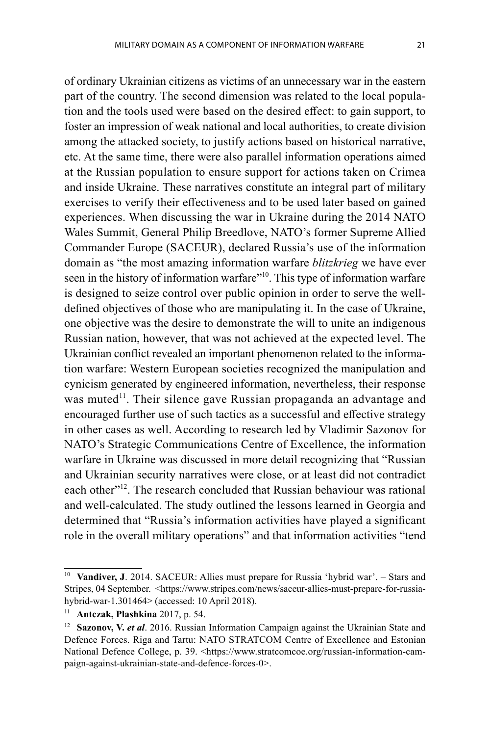of ordinary Ukrainian citizens as victims of an unnecessary war in the eastern part of the country. The second dimension was related to the local population and the tools used were based on the desired effect: to gain support, to foster an impression of weak national and local authorities, to create division among the attacked society, to justify actions based on historical narrative, etc. At the same time, there were also parallel information operations aimed at the Russian population to ensure support for actions taken on Crimea and inside Ukraine. These narratives constitute an integral part of military exercises to verify their effectiveness and to be used later based on gained experiences. When discussing the war in Ukraine during the 2014 NATO Wales Summit, General Philip Breedlove, NATO's former Supreme Allied Commander Europe (SACEUR), declared Russia's use of the information domain as "the most amazing information warfare *blitzkrieg* we have ever seen in the history of information warfare"[10]. This type of information warfare is designed to seize control over public opinion in order to serve the well-defined objectives of those who are manipulating it. In the case of Ukraine, one objective was the desire to demonstrate the will to unite an indigenous Russian nation, however, that was not achieved at the expected level. The Ukrainian conflict revealed an important phenomenon related to the information warfare: Western European societies recognized the manipulation and cynicism generated by engineered information, nevertheless, their response was muted[11]. Their silence gave Russian propaganda an advantage and encouraged further use of such tactics as a successful and effective strategy in other cases as well. According to research led by Vladimir Sazonov for NATO's Strategic Communications Centre of Excellence, the information warfare in Ukraine was discussed in more detail recognizing that "Russian and Ukrainian security narratives were close, or at least did not contradict each other"[12]. The research concluded that Russian behaviour was rational and well-calculated. The study outlined the lessons learned in Georgia and determined that "Russia's information activities have played a significant role in the overall military operations" and that information activities "tend

---

[10] **Vandiver, J**. 2014. SACEUR: Allies must prepare for Russia 'hybrid war'. – Stars and Stripes, 04 September. <https://www.stripes.com/news/saceur-allies-must-prepare-for-russia-hybrid-war-1.301464> (accessed: 10 April 2018).

[11] **Antczak, Plashkina** 2017, p. 54.

[12] **Sazonov, V.** ***et al***. 2016. Russian Information Campaign against the Ukrainian State and Defence Forces. Riga and Tartu: NATO STRATCOM Centre of Excellence and Estonian National Defence College, p. 39. <https://www.stratcomcoe.org/russian-information-campaign-against-ukrainian-state-and-defence-forces-0>.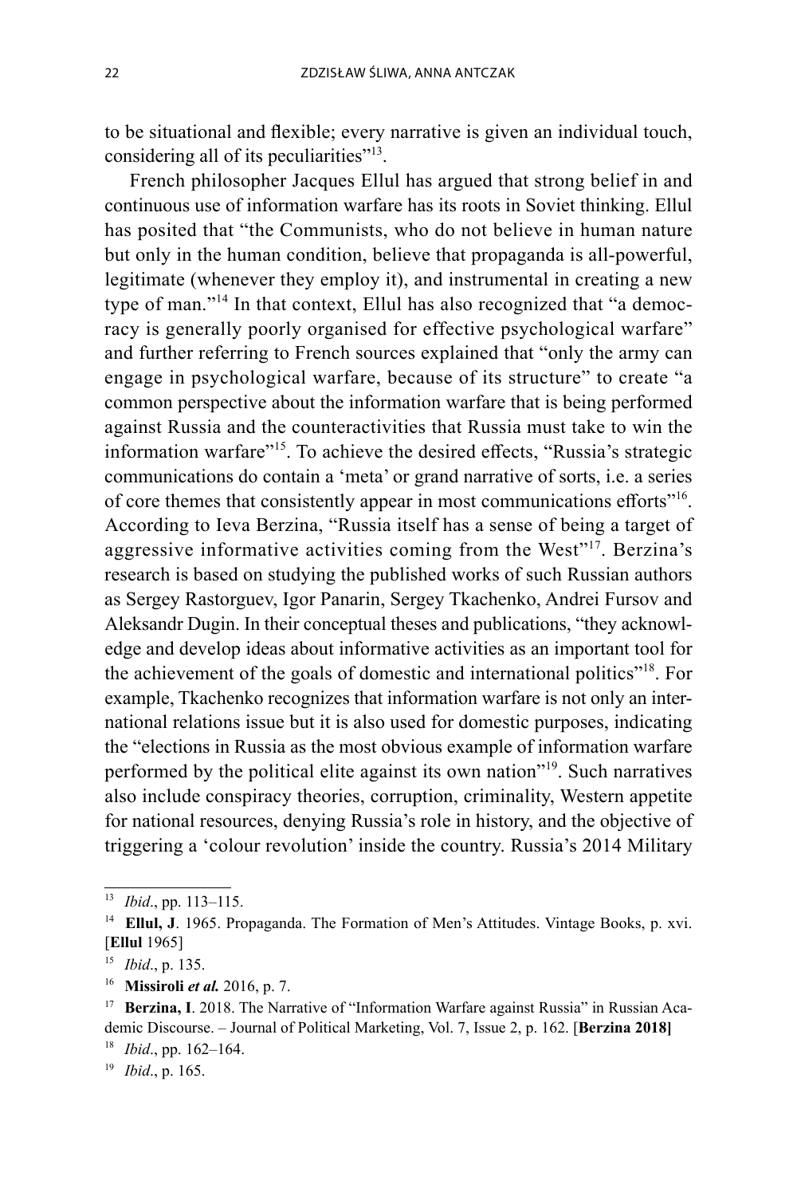to be situational and flexible; every narrative is given an individual touch, considering all of its peculiarities"[13].

French philosopher Jacques Ellul has argued that strong belief in and continuous use of information warfare has its roots in Soviet thinking. Ellul has posited that "the Communists, who do not believe in human nature but only in the human condition, believe that propaganda is all-powerful, legitimate (whenever they employ it), and instrumental in creating a new type of man."[14] In that context, Ellul has also recognized that "a democracy is generally poorly organised for effective psychological warfare" and further referring to French sources explained that "only the army can engage in psychological warfare, because of its structure" to create "a common perspective about the information warfare that is being performed against Russia and the counteractivities that Russia must take to win the information warfare"[15]. To achieve the desired effects, "Russia's strategic communications do contain a 'meta' or grand narrative of sorts, i.e. a series of core themes that consistently appear in most communications efforts"[16]. According to Ieva Berzina, "Russia itself has a sense of being a target of aggressive informative activities coming from the West"[17]. Berzina's research is based on studying the published works of such Russian authors as Sergey Rastorguev, Igor Panarin, Sergey Tkachenko, Andrei Fursov and Aleksandr Dugin. In their conceptual theses and publications, "they acknowledge and develop ideas about informative activities as an important tool for the achievement of the goals of domestic and international politics"[18]. For example, Tkachenko recognizes that information warfare is not only an international relations issue but it is also used for domestic purposes, indicating the "elections in Russia as the most obvious example of information warfare performed by the political elite against its own nation"[19]. Such narratives also include conspiracy theories, corruption, criminality, Western appetite for national resources, denying Russia's role in history, and the objective of triggering a 'colour revolution' inside the country. Russia's 2014 Military

---

[13] *Ibid*., pp. 113–115.

[14] **Ellul, J**. 1965. Propaganda. The Formation of Men's Attitudes. Vintage Books, p. xvi. [**Ellul** 1965]

[15] *Ibid*., p. 135.

[16] **Missiroli *et al.*** 2016, p. 7.

[17] **Berzina, I**. 2018. The Narrative of "Information Warfare against Russia" in Russian Academic Discourse. – Journal of Political Marketing, Vol. 7, Issue 2, p. 162. [**Berzina 2018]**

[18] *Ibid*., pp. 162–164.

[19] *Ibid*., p. 165.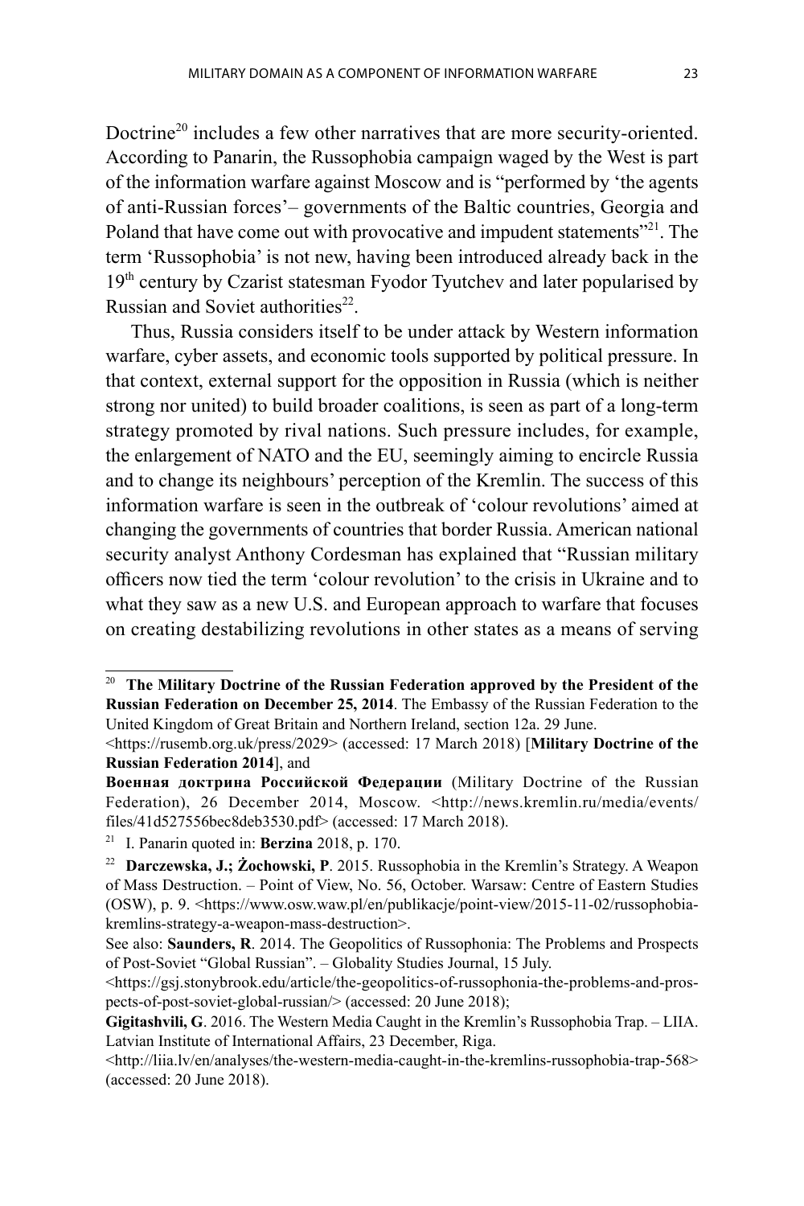Doctrine[20] includes a few other narratives that are more security-oriented. According to Panarin, the Russophobia campaign waged by the West is part of the information warfare against Moscow and is "performed by 'the agents of anti-Russian forces'– governments of the Baltic countries, Georgia and Poland that have come out with provocative and impudent statements"[21]. The term 'Russophobia' is not new, having been introduced already back in the 19th century by Czarist statesman Fyodor Tyutchev and later popularised by Russian and Soviet authorities[22].

Thus, Russia considers itself to be under attack by Western information warfare, cyber assets, and economic tools supported by political pressure. In that context, external support for the opposition in Russia (which is neither strong nor united) to build broader coalitions, is seen as part of a long-term strategy promoted by rival nations. Such pressure includes, for example, the enlargement of NATO and the EU, seemingly aiming to encircle Russia and to change its neighbours' perception of the Kremlin. The success of this information warfare is seen in the outbreak of 'colour revolutions' aimed at changing the governments of countries that border Russia. American national security analyst Anthony Cordesman has explained that "Russian military officers now tied the term 'colour revolution' to the crisis in Ukraine and to what they saw as a new U.S. and European approach to warfare that focuses on creating destabilizing revolutions in other states as a means of serving

---

[20] **The Military Doctrine of the Russian Federation approved by the President of the Russian Federation on December 25, 2014**. The Embassy of the Russian Federation to the United Kingdom of Great Britain and Northern Ireland, section 12a. 29 June. <https://rusemb.org.uk/press/2029> (accessed: 17 March 2018) [**Military Doctrine of the Russian Federation 2014**], and **Военная доктрина Российской Федерации** (Military Doctrine of the Russian Federation), 26 December 2014, Moscow. <http://news.kremlin.ru/media/events/files/41d527556bec8deb3530.pdf> (accessed: 17 March 2018).

[21] I. Panarin quoted in: **Berzina** 2018, p. 170.

[22] **Darczewska, J.; Żochowski, P**. 2015. Russophobia in the Kremlin's Strategy. A Weapon of Mass Destruction. – Point of View, No. 56, October. Warsaw: Centre of Eastern Studies (OSW), p. 9. <https://www.osw.waw.pl/en/publikacje/point-view/2015-11-02/russophobia-kremlins-strategy-a-weapon-mass-destruction>.
See also: **Saunders, R**. 2014. The Geopolitics of Russophonia: The Problems and Prospects of Post-Soviet "Global Russian". – Globality Studies Journal, 15 July. <https://gsj.stonybrook.edu/article/the-geopolitics-of-russophonia-the-problems-and-prospects-of-post-soviet-global-russian/> (accessed: 20 June 2018);
**Gigitashvili, G**. 2016. The Western Media Caught in the Kremlin's Russophobia Trap. – LIIA. Latvian Institute of International Affairs, 23 December, Riga. <http://liia.lv/en/analyses/the-western-media-caught-in-the-kremlins-russophobia-trap-568> (accessed: 20 June 2018).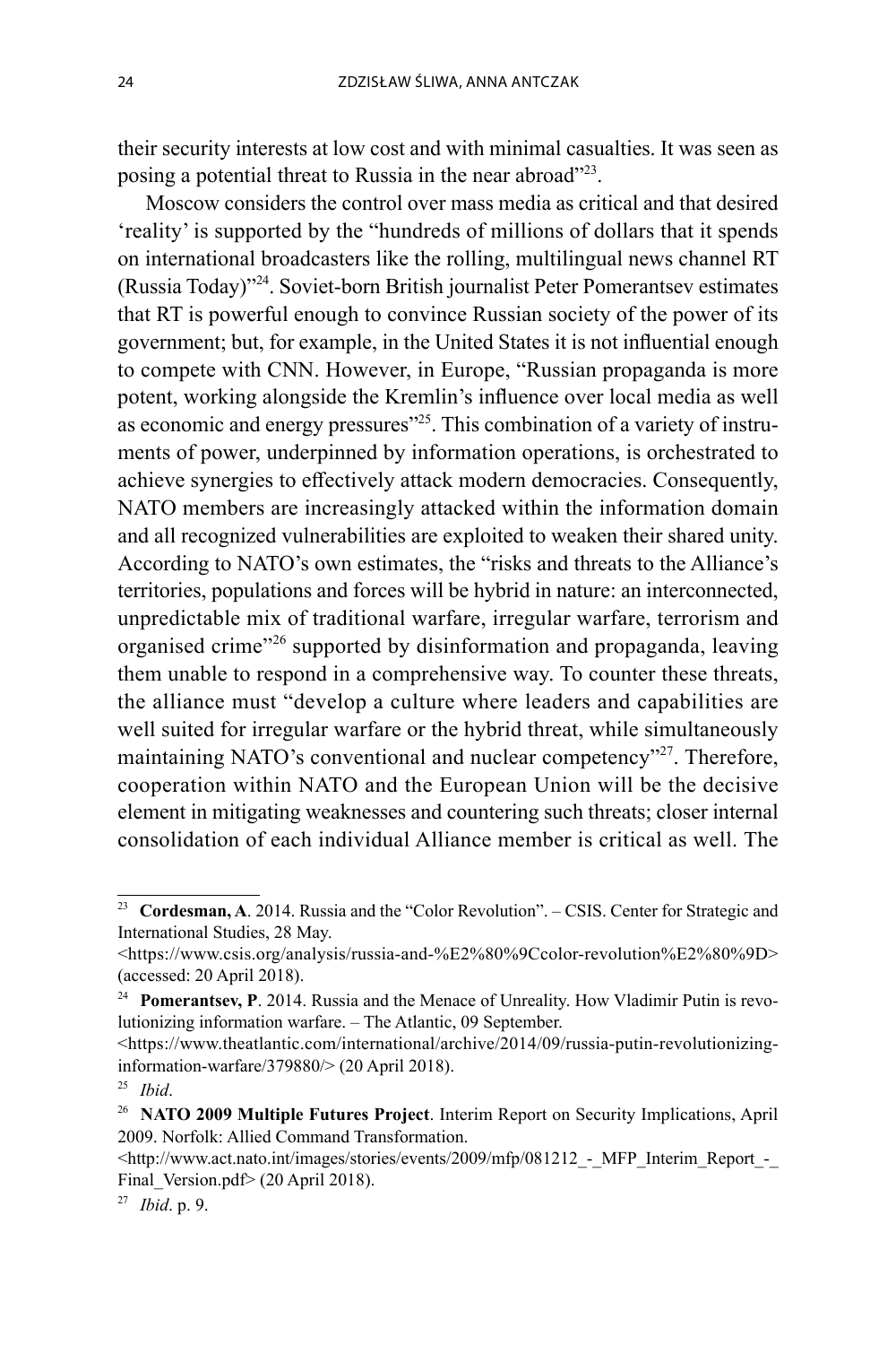their security interests at low cost and with minimal casualties. It was seen as posing a potential threat to Russia in the near abroad"[23].

Moscow considers the control over mass media as critical and that desired 'reality' is supported by the "hundreds of millions of dollars that it spends on international broadcasters like the rolling, multilingual news channel RT (Russia Today)"[24]. Soviet-born British journalist Peter Pomerantsev estimates that RT is powerful enough to convince Russian society of the power of its government; but, for example, in the United States it is not influential enough to compete with CNN. However, in Europe, "Russian propaganda is more potent, working alongside the Kremlin's influence over local media as well as economic and energy pressures"[25]. This combination of a variety of instruments of power, underpinned by information operations, is orchestrated to achieve synergies to effectively attack modern democracies. Consequently, NATO members are increasingly attacked within the information domain and all recognized vulnerabilities are exploited to weaken their shared unity. According to NATO's own estimates, the "risks and threats to the Alliance's territories, populations and forces will be hybrid in nature: an interconnected, unpredictable mix of traditional warfare, irregular warfare, terrorism and organised crime"[26] supported by disinformation and propaganda, leaving them unable to respond in a comprehensive way. To counter these threats, the alliance must "develop a culture where leaders and capabilities are well suited for irregular warfare or the hybrid threat, while simultaneously maintaining NATO's conventional and nuclear competency"[27]. Therefore, cooperation within NATO and the European Union will be the decisive element in mitigating weaknesses and countering such threats; closer internal consolidation of each individual Alliance member is critical as well. The

---

[23] **Cordesman, A**. 2014. Russia and the "Color Revolution". – CSIS. Center for Strategic and International Studies, 28 May. <https://www.csis.org/analysis/russia-and-%E2%80%9Ccolor-revolution%E2%80%9D> (accessed: 20 April 2018).

[24] **Pomerantsev, P**. 2014. Russia and the Menace of Unreality. How Vladimir Putin is revolutionizing information warfare. – The Atlantic, 09 September. <https://www.theatlantic.com/international/archive/2014/09/russia-putin-revolutionizing-information-warfare/379880/> (20 April 2018).

[25] *Ibid*.

[26] **NATO 2009 Multiple Futures Project**. Interim Report on Security Implications, April 2009. Norfolk: Allied Command Transformation. <http://www.act.nato.int/images/stories/events/2009/mfp/081212_-_MFP_Interim_Report_-_Final_Version.pdf> (20 April 2018).

[27] *Ibid*. p. 9.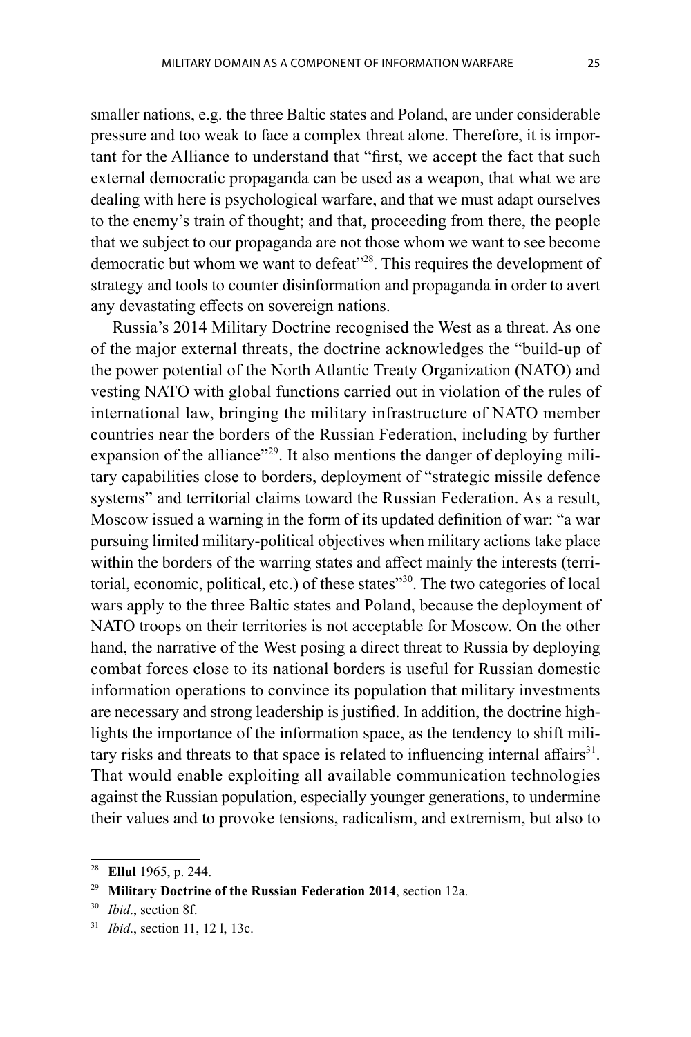smaller nations, e.g. the three Baltic states and Poland, are under considerable pressure and too weak to face a complex threat alone. Therefore, it is important for the Alliance to understand that "first, we accept the fact that such external democratic propaganda can be used as a weapon, that what we are dealing with here is psychological warfare, and that we must adapt ourselves to the enemy's train of thought; and that, proceeding from there, the people that we subject to our propaganda are not those whom we want to see become democratic but whom we want to defeat"[28]. This requires the development of strategy and tools to counter disinformation and propaganda in order to avert any devastating effects on sovereign nations.

Russia's 2014 Military Doctrine recognised the West as a threat. As one of the major external threats, the doctrine acknowledges the "build-up of the power potential of the North Atlantic Treaty Organization (NATO) and vesting NATO with global functions carried out in violation of the rules of international law, bringing the military infrastructure of NATO member countries near the borders of the Russian Federation, including by further expansion of the alliance"[29]. It also mentions the danger of deploying military capabilities close to borders, deployment of "strategic missile defence systems" and territorial claims toward the Russian Federation. As a result, Moscow issued a warning in the form of its updated definition of war: "a war pursuing limited military-political objectives when military actions take place within the borders of the warring states and affect mainly the interests (territorial, economic, political, etc.) of these states"[30]. The two categories of local wars apply to the three Baltic states and Poland, because the deployment of NATO troops on their territories is not acceptable for Moscow. On the other hand, the narrative of the West posing a direct threat to Russia by deploying combat forces close to its national borders is useful for Russian domestic information operations to convince its population that military investments are necessary and strong leadership is justified. In addition, the doctrine highlights the importance of the information space, as the tendency to shift military risks and threats to that space is related to influencing internal affairs[31]. That would enable exploiting all available communication technologies against the Russian population, especially younger generations, to undermine their values and to provoke tensions, radicalism, and extremism, but also to

---

[28] **Ellul** 1965, p. 244.

[29] **Military Doctrine of the Russian Federation 2014**, section 12a.

[30] *Ibid*., section 8f.

[31] *Ibid*., section 11, 12 l, 13c.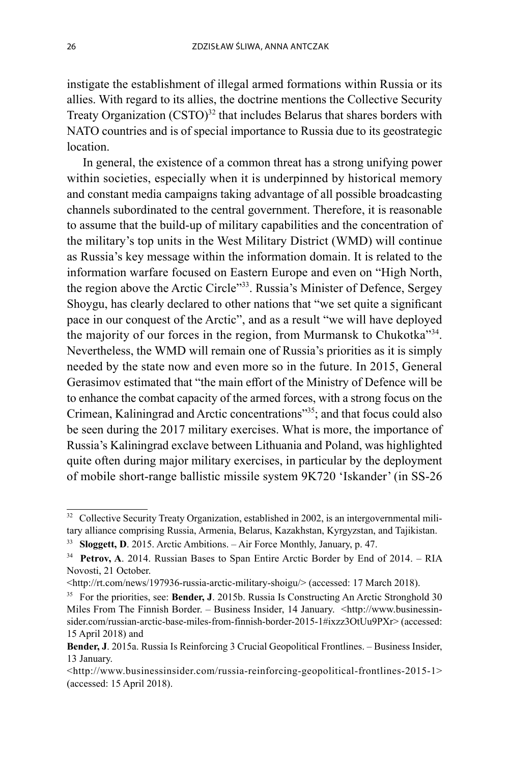instigate the establishment of illegal armed formations within Russia or its allies. With regard to its allies, the doctrine mentions the Collective Security Treaty Organization (CSTO)[32] that includes Belarus that shares borders with NATO countries and is of special importance to Russia due to its geostrategic location.

In general, the existence of a common threat has a strong unifying power within societies, especially when it is underpinned by historical memory and constant media campaigns taking advantage of all possible broadcasting channels subordinated to the central government. Therefore, it is reasonable to assume that the build-up of military capabilities and the concentration of the military's top units in the West Military District (WMD) will continue as Russia's key message within the information domain. It is related to the information warfare focused on Eastern Europe and even on "High North, the region above the Arctic Circle"[33]. Russia's Minister of Defence, Sergey Shoygu, has clearly declared to other nations that "we set quite a significant pace in our conquest of the Arctic", and as a result "we will have deployed the majority of our forces in the region, from Murmansk to Chukotka"[34]. Nevertheless, the WMD will remain one of Russia's priorities as it is simply needed by the state now and even more so in the future. In 2015, General Gerasimov estimated that "the main effort of the Ministry of Defence will be to enhance the combat capacity of the armed forces, with a strong focus on the Crimean, Kaliningrad and Arctic concentrations"[35]; and that focus could also be seen during the 2017 military exercises. What is more, the importance of Russia's Kaliningrad exclave between Lithuania and Poland, was highlighted quite often during major military exercises, in particular by the deployment of mobile short-range ballistic missile system 9K720 'Iskander' (in SS-26

---

[32] Collective Security Treaty Organization, established in 2002, is an intergovernmental military alliance comprising Russia, Armenia, Belarus, Kazakhstan, Kyrgyzstan, and Tajikistan.

[33] **Sloggett, D**. 2015. Arctic Ambitions. – Air Force Monthly, January, p. 47.

[34] **Petrov, A**. 2014. Russian Bases to Span Entire Arctic Border by End of 2014. – RIA Novosti, 21 October.
<http://rt.com/news/197936-russia-arctic-military-shoigu/> (accessed: 17 March 2018).

[35] For the priorities, see: **Bender, J**. 2015b. Russia Is Constructing An Arctic Stronghold 30 Miles From The Finnish Border. – Business Insider, 14 January. <http://www.businessinsider.com/russian-arctic-base-miles-from-finnish-border-2015-1#ixzz3OtUu9PXr> (accessed: 15 April 2018) and

**Bender, J**. 2015a. Russia Is Reinforcing 3 Crucial Geopolitical Frontlines. – Business Insider, 13 January.
<http://www.businessinsider.com/russia-reinforcing-geopolitical-frontlines-2015-1> (accessed: 15 April 2018).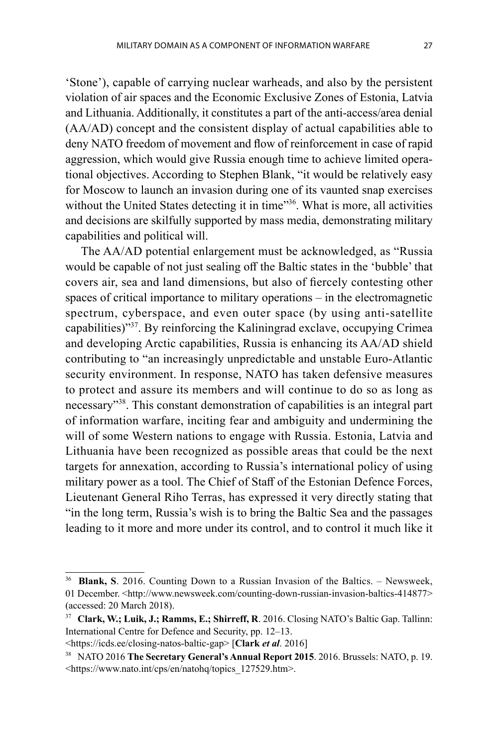'Stone'), capable of carrying nuclear warheads, and also by the persistent violation of air spaces and the Economic Exclusive Zones of Estonia, Latvia and Lithuania. Additionally, it constitutes a part of the anti-access/area denial (AA/AD) concept and the consistent display of actual capabilities able to deny NATO freedom of movement and flow of reinforcement in case of rapid aggression, which would give Russia enough time to achieve limited operational objectives. According to Stephen Blank, "it would be relatively easy for Moscow to launch an invasion during one of its vaunted snap exercises without the United States detecting it in time"[36]. What is more, all activities and decisions are skilfully supported by mass media, demonstrating military capabilities and political will.

The AA/AD potential enlargement must be acknowledged, as "Russia would be capable of not just sealing off the Baltic states in the 'bubble' that covers air, sea and land dimensions, but also of fiercely contesting other spaces of critical importance to military operations – in the electromagnetic spectrum, cyberspace, and even outer space (by using anti-satellite capabilities)"[37]. By reinforcing the Kaliningrad exclave, occupying Crimea and developing Arctic capabilities, Russia is enhancing its AA/AD shield contributing to "an increasingly unpredictable and unstable Euro-Atlantic security environment. In response, NATO has taken defensive measures to protect and assure its members and will continue to do so as long as necessary"[38]. This constant demonstration of capabilities is an integral part of information warfare, inciting fear and ambiguity and undermining the will of some Western nations to engage with Russia. Estonia, Latvia and Lithuania have been recognized as possible areas that could be the next targets for annexation, according to Russia's international policy of using military power as a tool. The Chief of Staff of the Estonian Defence Forces, Lieutenant General Riho Terras, has expressed it very directly stating that "in the long term, Russia's wish is to bring the Baltic Sea and the passages leading to it more and more under its control, and to control it much like it

---

[36] **Blank, S**. 2016. Counting Down to a Russian Invasion of the Baltics. – Newsweek, 01 December. <http://www.newsweek.com/counting-down-russian-invasion-baltics-414877> (accessed: 20 March 2018).

[37] **Clark, W.; Luik, J.; Ramms, E.; Shirreff, R**. 2016. Closing NATO's Baltic Gap. Tallinn: International Centre for Defence and Security, pp. 12–13. <https://icds.ee/closing-natos-baltic-gap> [**Clark** ***et al***. 2016]

[38] NATO 2016 **The Secretary General's Annual Report 2015**. 2016. Brussels: NATO, p. 19. <https://www.nato.int/cps/en/natohq/topics_127529.htm>.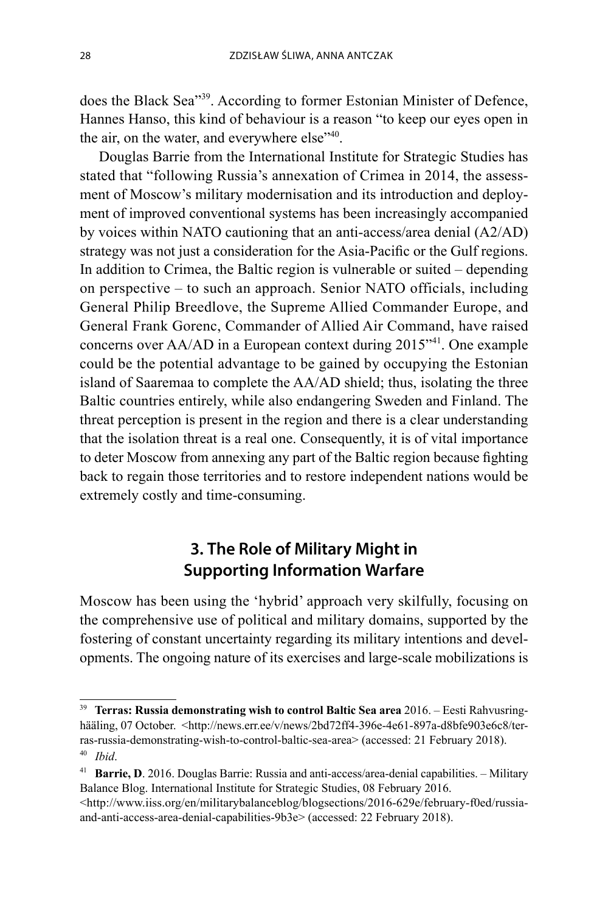does the Black Sea"[39]. According to former Estonian Minister of Defence, Hannes Hanso, this kind of behaviour is a reason "to keep our eyes open in the air, on the water, and everywhere else"[40].

Douglas Barrie from the International Institute for Strategic Studies has stated that "following Russia's annexation of Crimea in 2014, the assessment of Moscow's military modernisation and its introduction and deployment of improved conventional systems has been increasingly accompanied by voices within NATO cautioning that an anti-access/area denial (A2/AD) strategy was not just a consideration for the Asia-Pacific or the Gulf regions. In addition to Crimea, the Baltic region is vulnerable or suited – depending on perspective – to such an approach. Senior NATO officials, including General Philip Breedlove, the Supreme Allied Commander Europe, and General Frank Gorenc, Commander of Allied Air Command, have raised concerns over AA/AD in a European context during 2015"[41]. One example could be the potential advantage to be gained by occupying the Estonian island of Saaremaa to complete the AA/AD shield; thus, isolating the three Baltic countries entirely, while also endangering Sweden and Finland. The threat perception is present in the region and there is a clear understanding that the isolation threat is a real one. Consequently, it is of vital importance to deter Moscow from annexing any part of the Baltic region because fighting back to regain those territories and to restore independent nations would be extremely costly and time-consuming.

## 3. The Role of Military Might in Supporting Information Warfare

Moscow has been using the 'hybrid' approach very skilfully, focusing on the comprehensive use of political and military domains, supported by the fostering of constant uncertainty regarding its military intentions and developments. The ongoing nature of its exercises and large-scale mobilizations is

---

[39] **Terras: Russia demonstrating wish to control Baltic Sea area** 2016. – Eesti Rahvusringhääling, 07 October. <http://news.err.ee/v/news/2bd72ff4-396e-4e61-897a-d8bfe903e6c8/terras-russia-demonstrating-wish-to-control-baltic-sea-area> (accessed: 21 February 2018).

[40] *Ibid*.

[41] **Barrie, D**. 2016. Douglas Barrie: Russia and anti-access/area-denial capabilities. – Military Balance Blog. International Institute for Strategic Studies, 08 February 2016. <http://www.iiss.org/en/militarybalanceblog/blogsections/2016-629e/february-f0ed/russia-and-anti-access-area-denial-capabilities-9b3e> (accessed: 22 February 2018).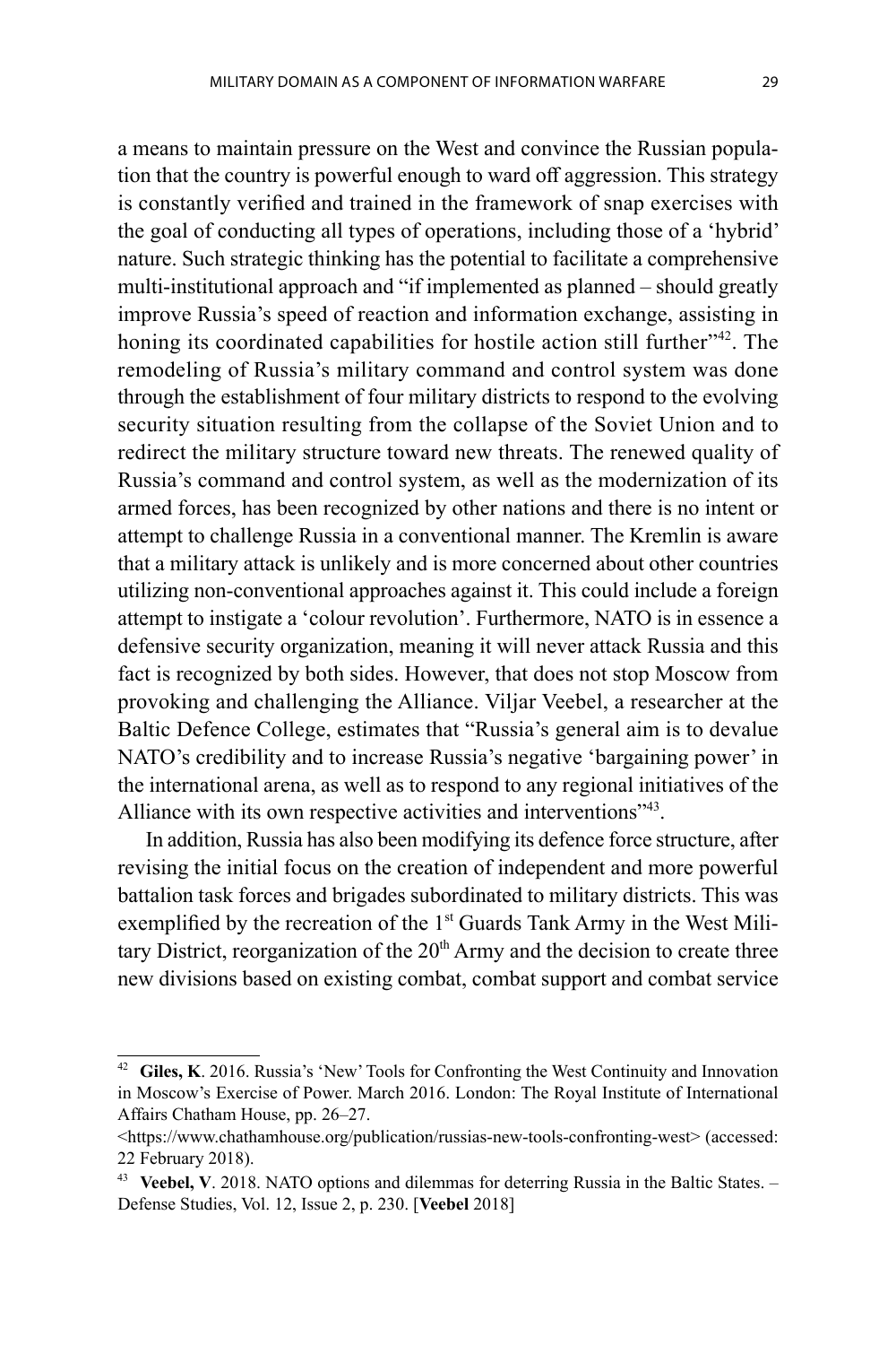a means to maintain pressure on the West and convince the Russian population that the country is powerful enough to ward off aggression. This strategy is constantly verified and trained in the framework of snap exercises with the goal of conducting all types of operations, including those of a 'hybrid' nature. Such strategic thinking has the potential to facilitate a comprehensive multi-institutional approach and "if implemented as planned – should greatly improve Russia's speed of reaction and information exchange, assisting in honing its coordinated capabilities for hostile action still further"[42]. The remodeling of Russia's military command and control system was done through the establishment of four military districts to respond to the evolving security situation resulting from the collapse of the Soviet Union and to redirect the military structure toward new threats. The renewed quality of Russia's command and control system, as well as the modernization of its armed forces, has been recognized by other nations and there is no intent or attempt to challenge Russia in a conventional manner. The Kremlin is aware that a military attack is unlikely and is more concerned about other countries utilizing non-conventional approaches against it. This could include a foreign attempt to instigate a 'colour revolution'. Furthermore, NATO is in essence a defensive security organization, meaning it will never attack Russia and this fact is recognized by both sides. However, that does not stop Moscow from provoking and challenging the Alliance. Viljar Veebel, a researcher at the Baltic Defence College, estimates that "Russia's general aim is to devalue NATO's credibility and to increase Russia's negative 'bargaining power' in the international arena, as well as to respond to any regional initiatives of the Alliance with its own respective activities and interventions"[43].

In addition, Russia has also been modifying its defence force structure, after revising the initial focus on the creation of independent and more powerful battalion task forces and brigades subordinated to military districts. This was exemplified by the recreation of the 1st Guards Tank Army in the West Military District, reorganization of the 20th Army and the decision to create three new divisions based on existing combat, combat support and combat service

---

[42] **Giles, K**. 2016. Russia's 'New' Tools for Confronting the West Continuity and Innovation in Moscow's Exercise of Power. March 2016. London: The Royal Institute of International Affairs Chatham House, pp. 26–27.
<https://www.chathamhouse.org/publication/russias-new-tools-confronting-west> (accessed: 22 February 2018).

[43] **Veebel, V**. 2018. NATO options and dilemmas for deterring Russia in the Baltic States. – Defense Studies, Vol. 12, Issue 2, p. 230. [**Veebel** 2018]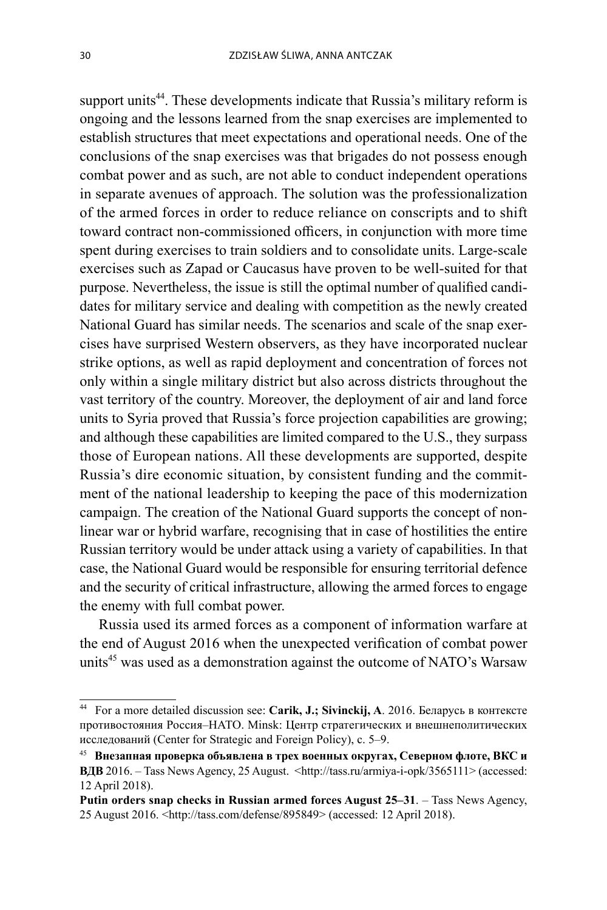support units[44]. These developments indicate that Russia's military reform is ongoing and the lessons learned from the snap exercises are implemented to establish structures that meet expectations and operational needs. One of the conclusions of the snap exercises was that brigades do not possess enough combat power and as such, are not able to conduct independent operations in separate avenues of approach. The solution was the professionalization of the armed forces in order to reduce reliance on conscripts and to shift toward contract non-commissioned officers, in conjunction with more time spent during exercises to train soldiers and to consolidate units. Large-scale exercises such as Zapad or Caucasus have proven to be well-suited for that purpose. Nevertheless, the issue is still the optimal number of qualified candidates for military service and dealing with competition as the newly created National Guard has similar needs. The scenarios and scale of the snap exercises have surprised Western observers, as they have incorporated nuclear strike options, as well as rapid deployment and concentration of forces not only within a single military district but also across districts throughout the vast territory of the country. Moreover, the deployment of air and land force units to Syria proved that Russia's force projection capabilities are growing; and although these capabilities are limited compared to the U.S., they surpass those of European nations. All these developments are supported, despite Russia's dire economic situation, by consistent funding and the commitment of the national leadership to keeping the pace of this modernization campaign. The creation of the National Guard supports the concept of non-linear war or hybrid warfare, recognising that in case of hostilities the entire Russian territory would be under attack using a variety of capabilities. In that case, the National Guard would be responsible for ensuring territorial defence and the security of critical infrastructure, allowing the armed forces to engage the enemy with full combat power.

Russia used its armed forces as a component of information warfare at the end of August 2016 when the unexpected verification of combat power units[45] was used as a demonstration against the outcome of NATO's Warsaw

---

[44] For a more detailed discussion see: **Carik, J.; Sivinckij, A**. 2016. Беларусь в контексте противостояния Россия–НАТО. Minsk: Центр стратегических и внешнеполитических исследований (Center for Strategic and Foreign Policy), c. 5–9.

[45] **Внезапная проверка объявлена в трех военных округах, Северном флоте, ВКС и ВДВ** 2016. – Tass News Agency, 25 August. <http://tass.ru/armiya-i-opk/3565111> (accessed: 12 April 2018).

**Putin orders snap checks in Russian armed forces August 25–31**. – Tass News Agency, 25 August 2016. <http://tass.com/defense/895849> (accessed: 12 April 2018).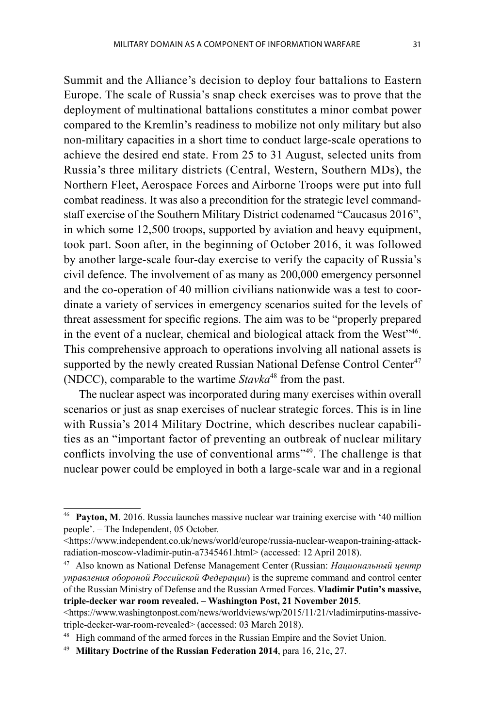Summit and the Alliance's decision to deploy four battalions to Eastern Europe. The scale of Russia's snap check exercises was to prove that the deployment of multinational battalions constitutes a minor combat power compared to the Kremlin's readiness to mobilize not only military but also non-military capacities in a short time to conduct large-scale operations to achieve the desired end state. From 25 to 31 August, selected units from Russia's three military districts (Central, Western, Southern MDs), the Northern Fleet, Aerospace Forces and Airborne Troops were put into full combat readiness. It was also a precondition for the strategic level command-staff exercise of the Southern Military District codenamed "Caucasus 2016", in which some 12,500 troops, supported by aviation and heavy equipment, took part. Soon after, in the beginning of October 2016, it was followed by another large-scale four-day exercise to verify the capacity of Russia's civil defence. The involvement of as many as 200,000 emergency personnel and the co-operation of 40 million civilians nationwide was a test to coordinate a variety of services in emergency scenarios suited for the levels of threat assessment for specific regions. The aim was to be "properly prepared in the event of a nuclear, chemical and biological attack from the West"[46]. This comprehensive approach to operations involving all national assets is supported by the newly created Russian National Defense Control Center[47] (NDCC), comparable to the wartime *Stavka*[48] from the past.

The nuclear aspect was incorporated during many exercises within overall scenarios or just as snap exercises of nuclear strategic forces. This is in line with Russia's 2014 Military Doctrine, which describes nuclear capabilities as an "important factor of preventing an outbreak of nuclear military conflicts involving the use of conventional arms"[49]. The challenge is that nuclear power could be employed in both a large-scale war and in a regional

---

[46] **Payton, M**. 2016. Russia launches massive nuclear war training exercise with '40 million people'. – The Independent, 05 October. <https://www.independent.co.uk/news/world/europe/russia-nuclear-weapon-training-attack-radiation-moscow-vladimir-putin-a7345461.html> (accessed: 12 April 2018).

[47] Also known as National Defense Management Center (Russian: *Национальный центр управления обороной Российской Федерации*) is the supreme command and control center of the Russian Ministry of Defense and the Russian Armed Forces. **Vladimir Putin's massive, triple-decker war room revealed. – Washington Post, 21 November 2015**. <https://www.washingtonpost.com/news/worldviews/wp/2015/11/21/vladimirputins-massive-triple-decker-war-room-revealed> (accessed: 03 March 2018).

[48] High command of the armed forces in the Russian Empire and the Soviet Union.

[49] **Military Doctrine of the Russian Federation 2014**, para 16, 21c, 27.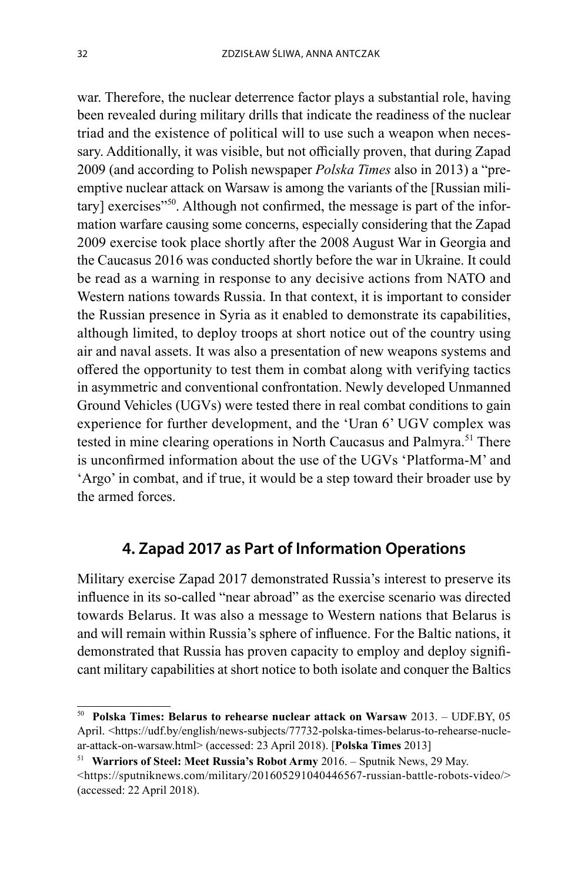war. Therefore, the nuclear deterrence factor plays a substantial role, having been revealed during military drills that indicate the readiness of the nuclear triad and the existence of political will to use such a weapon when necessary. Additionally, it was visible, but not officially proven, that during Zapad 2009 (and according to Polish newspaper *Polska Times* also in 2013) a "pre-emptive nuclear attack on Warsaw is among the variants of the [Russian military] exercises"[50]. Although not confirmed, the message is part of the information warfare causing some concerns, especially considering that the Zapad 2009 exercise took place shortly after the 2008 August War in Georgia and the Caucasus 2016 was conducted shortly before the war in Ukraine. It could be read as a warning in response to any decisive actions from NATO and Western nations towards Russia. In that context, it is important to consider the Russian presence in Syria as it enabled to demonstrate its capabilities, although limited, to deploy troops at short notice out of the country using air and naval assets. It was also a presentation of new weapons systems and offered the opportunity to test them in combat along with verifying tactics in asymmetric and conventional confrontation. Newly developed Unmanned Ground Vehicles (UGVs) were tested there in real combat conditions to gain experience for further development, and the 'Uran 6' UGV complex was tested in mine clearing operations in North Caucasus and Palmyra.[51] There is unconfirmed information about the use of the UGVs 'Platforma-M' and 'Argo' in combat, and if true, it would be a step toward their broader use by the armed forces.

## 4. Zapad 2017 as Part of Information Operations

Military exercise Zapad 2017 demonstrated Russia's interest to preserve its influence in its so-called "near abroad" as the exercise scenario was directed towards Belarus. It was also a message to Western nations that Belarus is and will remain within Russia's sphere of influence. For the Baltic nations, it demonstrated that Russia has proven capacity to employ and deploy significant military capabilities at short notice to both isolate and conquer the Baltics

---

[50] **Polska Times: Belarus to rehearse nuclear attack on Warsaw** 2013. – UDF.BY, 05 April. <https://udf.by/english/news-subjects/77732-polska-times-belarus-to-rehearse-nuclear-attack-on-warsaw.html> (accessed: 23 April 2018). [**Polska Times** 2013]

[51] **Warriors of Steel: Meet Russia's Robot Army** 2016. – Sputnik News, 29 May. <https://sputniknews.com/military/201605291040446567-russian-battle-robots-video/> (accessed: 22 April 2018).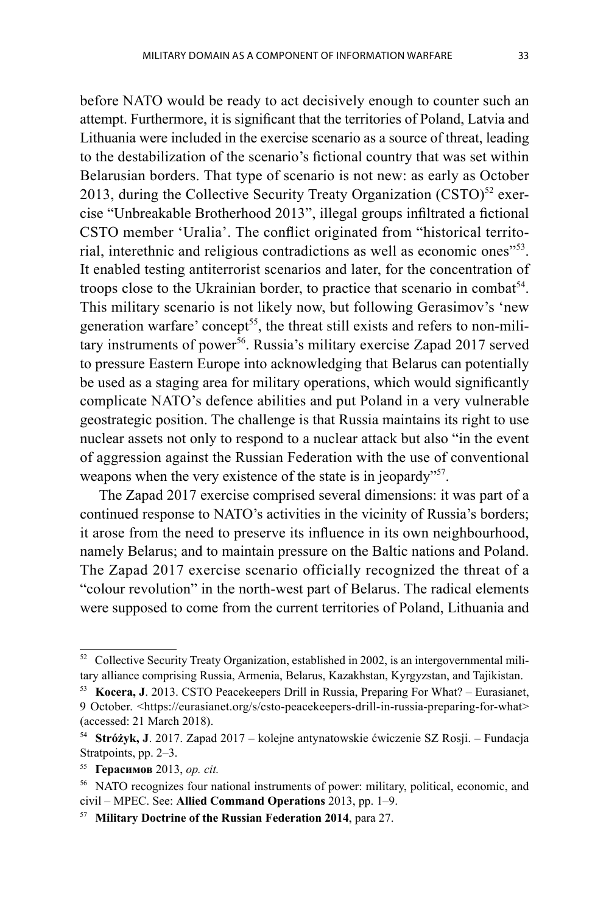before NATO would be ready to act decisively enough to counter such an attempt. Furthermore, it is significant that the territories of Poland, Latvia and Lithuania were included in the exercise scenario as a source of threat, leading to the destabilization of the scenario's fictional country that was set within Belarusian borders. That type of scenario is not new: as early as October 2013, during the Collective Security Treaty Organization (CSTO)[52] exercise "Unbreakable Brotherhood 2013", illegal groups infiltrated a fictional CSTO member 'Uralia'. The conflict originated from "historical territorial, interethnic and religious contradictions as well as economic ones"[53]. It enabled testing antiterrorist scenarios and later, for the concentration of troops close to the Ukrainian border, to practice that scenario in combat[54]. This military scenario is not likely now, but following Gerasimov's 'new generation warfare' concept[55], the threat still exists and refers to non-military instruments of power[56]. Russia's military exercise Zapad 2017 served to pressure Eastern Europe into acknowledging that Belarus can potentially be used as a staging area for military operations, which would significantly complicate NATO's defence abilities and put Poland in a very vulnerable geostrategic position. The challenge is that Russia maintains its right to use nuclear assets not only to respond to a nuclear attack but also "in the event of aggression against the Russian Federation with the use of conventional weapons when the very existence of the state is in jeopardy"[57].

The Zapad 2017 exercise comprised several dimensions: it was part of a continued response to NATO's activities in the vicinity of Russia's borders; it arose from the need to preserve its influence in its own neighbourhood, namely Belarus; and to maintain pressure on the Baltic nations and Poland. The Zapad 2017 exercise scenario officially recognized the threat of a "colour revolution" in the north-west part of Belarus. The radical elements were supposed to come from the current territories of Poland, Lithuania and

---

[52] Collective Security Treaty Organization, established in 2002, is an intergovernmental military alliance comprising Russia, Armenia, Belarus, Kazakhstan, Kyrgyzstan, and Tajikistan.

[53] **Kocera, J**. 2013. CSTO Peacekeepers Drill in Russia, Preparing For What? – Eurasianet, 9 October. <https://eurasianet.org/s/csto-peacekeepers-drill-in-russia-preparing-for-what> (accessed: 21 March 2018).

[54] **Stróżyk, J**. 2017. Zapad 2017 – kolejne antynatowskie ćwiczenie SZ Rosji. – Fundacja Stratpoints, pp. 2–3.

[55] **Герасимов** 2013, *op. cit.*

[56] NATO recognizes four national instruments of power: military, political, economic, and civil – MPEC. See: **Allied Command Operations** 2013, pp. 1–9.

[57] **Military Doctrine of the Russian Federation 2014**, para 27.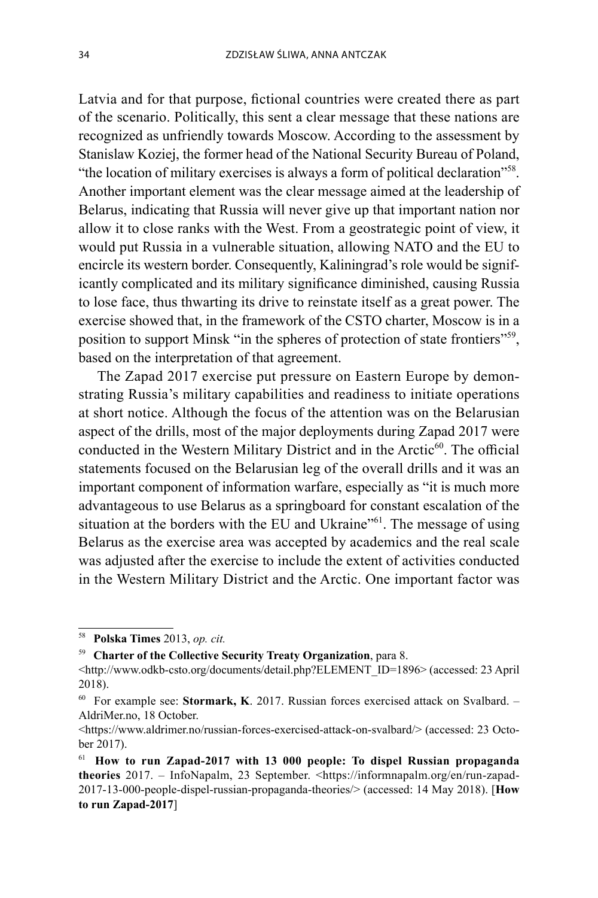Latvia and for that purpose, fictional countries were created there as part of the scenario. Politically, this sent a clear message that these nations are recognized as unfriendly towards Moscow. According to the assessment by Stanislaw Koziej, the former head of the National Security Bureau of Poland, "the location of military exercises is always a form of political declaration"[58]. Another important element was the clear message aimed at the leadership of Belarus, indicating that Russia will never give up that important nation nor allow it to close ranks with the West. From a geostrategic point of view, it would put Russia in a vulnerable situation, allowing NATO and the EU to encircle its western border. Consequently, Kaliningrad's role would be significantly complicated and its military significance diminished, causing Russia to lose face, thus thwarting its drive to reinstate itself as a great power. The exercise showed that, in the framework of the CSTO charter, Moscow is in a position to support Minsk "in the spheres of protection of state frontiers"[59], based on the interpretation of that agreement.

The Zapad 2017 exercise put pressure on Eastern Europe by demonstrating Russia's military capabilities and readiness to initiate operations at short notice. Although the focus of the attention was on the Belarusian aspect of the drills, most of the major deployments during Zapad 2017 were conducted in the Western Military District and in the Arctic[60]. The official statements focused on the Belarusian leg of the overall drills and it was an important component of information warfare, especially as "it is much more advantageous to use Belarus as a springboard for constant escalation of the situation at the borders with the EU and Ukraine"[61]. The message of using Belarus as the exercise area was accepted by academics and the real scale was adjusted after the exercise to include the extent of activities conducted in the Western Military District and the Arctic. One important factor was

---

[58] **Polska Times** 2013, *op. cit.*

[59] **Charter of the Collective Security Treaty Organization**, para 8. <http://www.odkb-csto.org/documents/detail.php?ELEMENT_ID=1896> (accessed: 23 April 2018).

[60] For example see: **Stormark, K**. 2017. Russian forces exercised attack on Svalbard. – AldriMer.no, 18 October. <https://www.aldrimer.no/russian-forces-exercised-attack-on-svalbard/> (accessed: 23 October 2017).

[61] **How to run Zapad-2017 with 13 000 people: To dispel Russian propaganda theories** 2017. – InfoNapalm, 23 September. <https://informnapalm.org/en/run-zapad-2017-13-000-people-dispel-russian-propaganda-theories/> (accessed: 14 May 2018). [**How to run Zapad-2017**]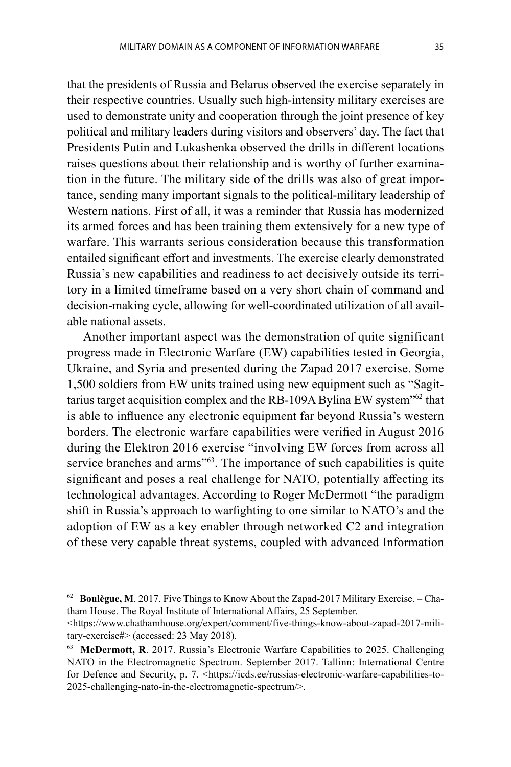that the presidents of Russia and Belarus observed the exercise separately in their respective countries. Usually such high-intensity military exercises are used to demonstrate unity and cooperation through the joint presence of key political and military leaders during visitors and observers' day. The fact that Presidents Putin and Lukashenka observed the drills in different locations raises questions about their relationship and is worthy of further examination in the future. The military side of the drills was also of great importance, sending many important signals to the political-military leadership of Western nations. First of all, it was a reminder that Russia has modernized its armed forces and has been training them extensively for a new type of warfare. This warrants serious consideration because this transformation entailed significant effort and investments. The exercise clearly demonstrated Russia's new capabilities and readiness to act decisively outside its territory in a limited timeframe based on a very short chain of command and decision-making cycle, allowing for well-coordinated utilization of all available national assets.

Another important aspect was the demonstration of quite significant progress made in Electronic Warfare (EW) capabilities tested in Georgia, Ukraine, and Syria and presented during the Zapad 2017 exercise. Some 1,500 soldiers from EW units trained using new equipment such as "Sagittarius target acquisition complex and the RB-109A Bylina EW system"[62] that is able to influence any electronic equipment far beyond Russia's western borders. The electronic warfare capabilities were verified in August 2016 during the Elektron 2016 exercise "involving EW forces from across all service branches and arms"[63]. The importance of such capabilities is quite significant and poses a real challenge for NATO, potentially affecting its technological advantages. According to Roger McDermott "the paradigm shift in Russia's approach to warfighting to one similar to NATO's and the adoption of EW as a key enabler through networked C2 and integration of these very capable threat systems, coupled with advanced Information

---

[62] **Boulègue, M**. 2017. Five Things to Know About the Zapad-2017 Military Exercise. – Chatham House. The Royal Institute of International Affairs, 25 September. <https://www.chathamhouse.org/expert/comment/five-things-know-about-zapad-2017-military-exercise#> (accessed: 23 May 2018).

[63] **McDermott, R**. 2017. Russia's Electronic Warfare Capabilities to 2025. Challenging NATO in the Electromagnetic Spectrum. September 2017. Tallinn: International Centre for Defence and Security, p. 7. <https://icds.ee/russias-electronic-warfare-capabilities-to-2025-challenging-nato-in-the-electromagnetic-spectrum/>.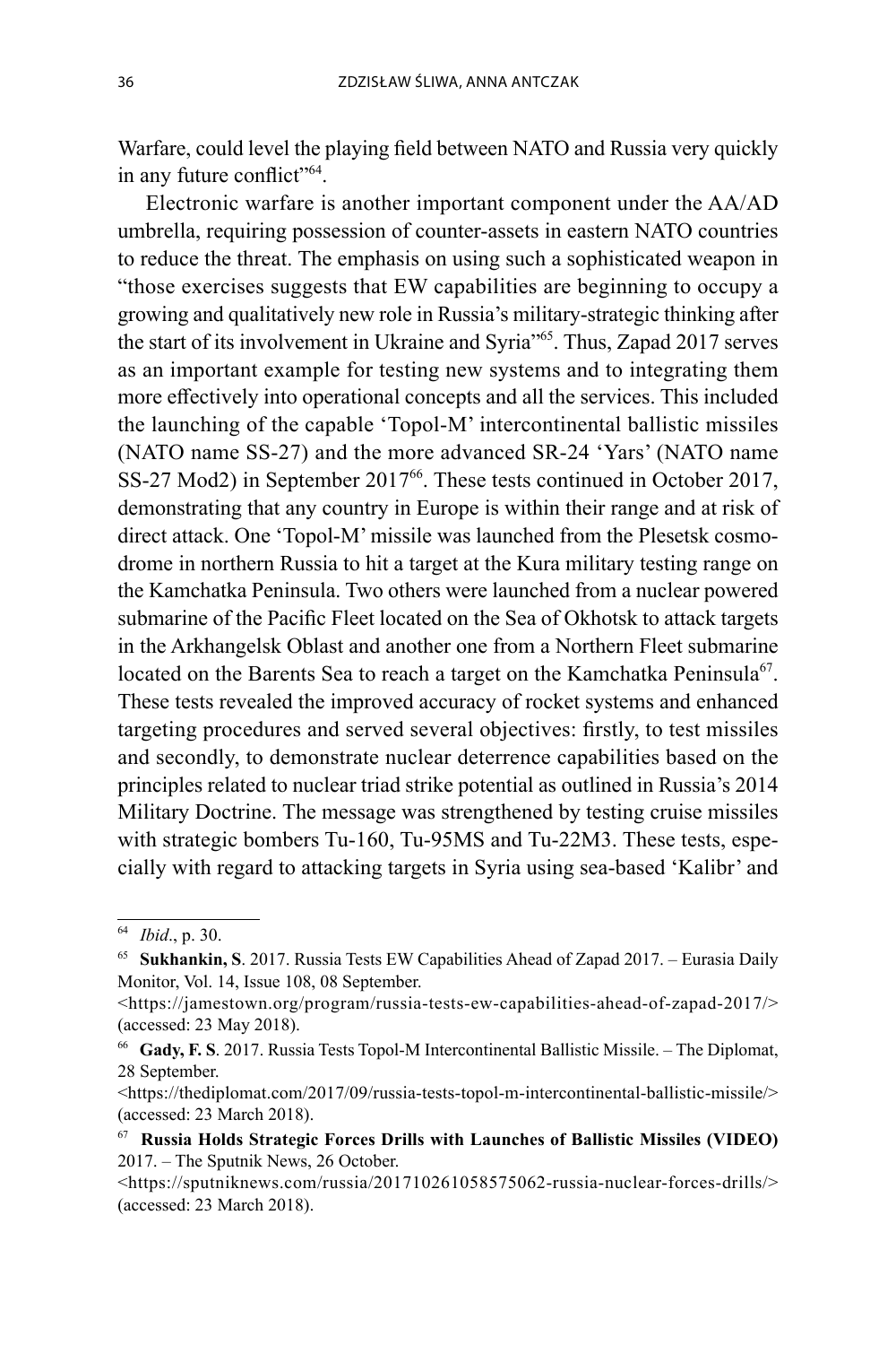Warfare, could level the playing field between NATO and Russia very quickly in any future conflict"[64].

Electronic warfare is another important component under the AA/AD umbrella, requiring possession of counter-assets in eastern NATO countries to reduce the threat. The emphasis on using such a sophisticated weapon in "those exercises suggests that EW capabilities are beginning to occupy a growing and qualitatively new role in Russia's military-strategic thinking after the start of its involvement in Ukraine and Syria"[65]. Thus, Zapad 2017 serves as an important example for testing new systems and to integrating them more effectively into operational concepts and all the services. This included the launching of the capable 'Topol-M' intercontinental ballistic missiles (NATO name SS-27) and the more advanced SR-24 'Yars' (NATO name SS-27 Mod2) in September 2017[66]. These tests continued in October 2017, demonstrating that any country in Europe is within their range and at risk of direct attack. One 'Topol-M' missile was launched from the Plesetsk cosmodrome in northern Russia to hit a target at the Kura military testing range on the Kamchatka Peninsula. Two others were launched from a nuclear powered submarine of the Pacific Fleet located on the Sea of Okhotsk to attack targets in the Arkhangelsk Oblast and another one from a Northern Fleet submarine located on the Barents Sea to reach a target on the Kamchatka Peninsula[67]. These tests revealed the improved accuracy of rocket systems and enhanced targeting procedures and served several objectives: firstly, to test missiles and secondly, to demonstrate nuclear deterrence capabilities based on the principles related to nuclear triad strike potential as outlined in Russia's 2014 Military Doctrine. The message was strengthened by testing cruise missiles with strategic bombers Tu-160, Tu-95MS and Tu-22M3. These tests, especially with regard to attacking targets in Syria using sea-based 'Kalibr' and

---

[64] *Ibid*., p. 30.

[65] **Sukhankin, S**. 2017. Russia Tests EW Capabilities Ahead of Zapad 2017. – Eurasia Daily Monitor, Vol. 14, Issue 108, 08 September. <https://jamestown.org/program/russia-tests-ew-capabilities-ahead-of-zapad-2017/> (accessed: 23 May 2018).

[66] **Gady, F. S**. 2017. Russia Tests Topol-M Intercontinental Ballistic Missile. – The Diplomat, 28 September. <https://thediplomat.com/2017/09/russia-tests-topol-m-intercontinental-ballistic-missile/> (accessed: 23 March 2018).

[67] **Russia Holds Strategic Forces Drills with Launches of Ballistic Missiles (VIDEO)** 2017. – The Sputnik News, 26 October. <https://sputniknews.com/russia/201710261058575062-russia-nuclear-forces-drills/> (accessed: 23 March 2018).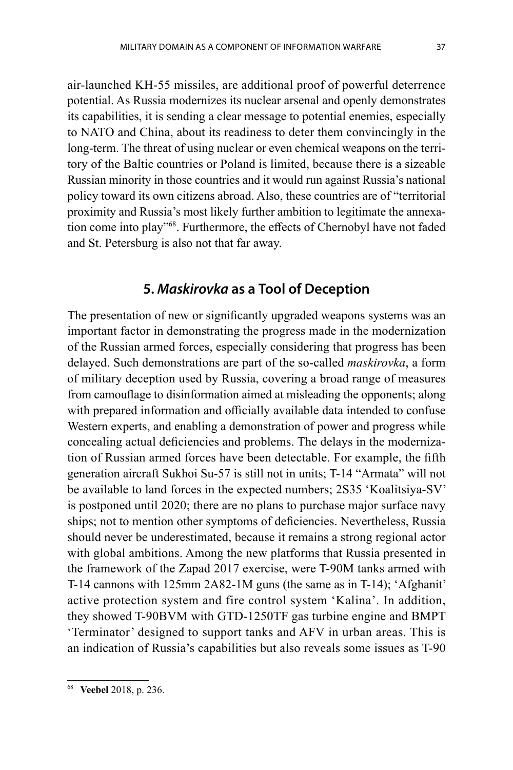air-launched KH-55 missiles, are additional proof of powerful deterrence potential. As Russia modernizes its nuclear arsenal and openly demonstrates its capabilities, it is sending a clear message to potential enemies, especially to NATO and China, about its readiness to deter them convincingly in the long-term. The threat of using nuclear or even chemical weapons on the territory of the Baltic countries or Poland is limited, because there is a sizeable Russian minority in those countries and it would run against Russia's national policy toward its own citizens abroad. Also, these countries are of "territorial proximity and Russia's most likely further ambition to legitimate the annexation come into play"[68]. Furthermore, the effects of Chernobyl have not faded and St. Petersburg is also not that far away.

## 5. *Maskirovka* as a Tool of Deception

The presentation of new or significantly upgraded weapons systems was an important factor in demonstrating the progress made in the modernization of the Russian armed forces, especially considering that progress has been delayed. Such demonstrations are part of the so-called *maskirovka*, a form of military deception used by Russia, covering a broad range of measures from camouflage to disinformation aimed at misleading the opponents; along with prepared information and officially available data intended to confuse Western experts, and enabling a demonstration of power and progress while concealing actual deficiencies and problems. The delays in the modernization of Russian armed forces have been detectable. For example, the fifth generation aircraft Sukhoi Su-57 is still not in units; T-14 "Armata" will not be available to land forces in the expected numbers; 2S35 'Koalitsiya-SV' is postponed until 2020; there are no plans to purchase major surface navy ships; not to mention other symptoms of deficiencies. Nevertheless, Russia should never be underestimated, because it remains a strong regional actor with global ambitions. Among the new platforms that Russia presented in the framework of the Zapad 2017 exercise, were T-90M tanks armed with T-14 cannons with 125mm 2A82-1M guns (the same as in T-14); 'Afghanit' active protection system and fire control system 'Kalina'. In addition, they showed T-90BVM with GTD-1250TF gas turbine engine and BMPT 'Terminator' designed to support tanks and AFV in urban areas. This is an indication of Russia's capabilities but also reveals some issues as T-90

---

[68] **Veebel** 2018, p. 236.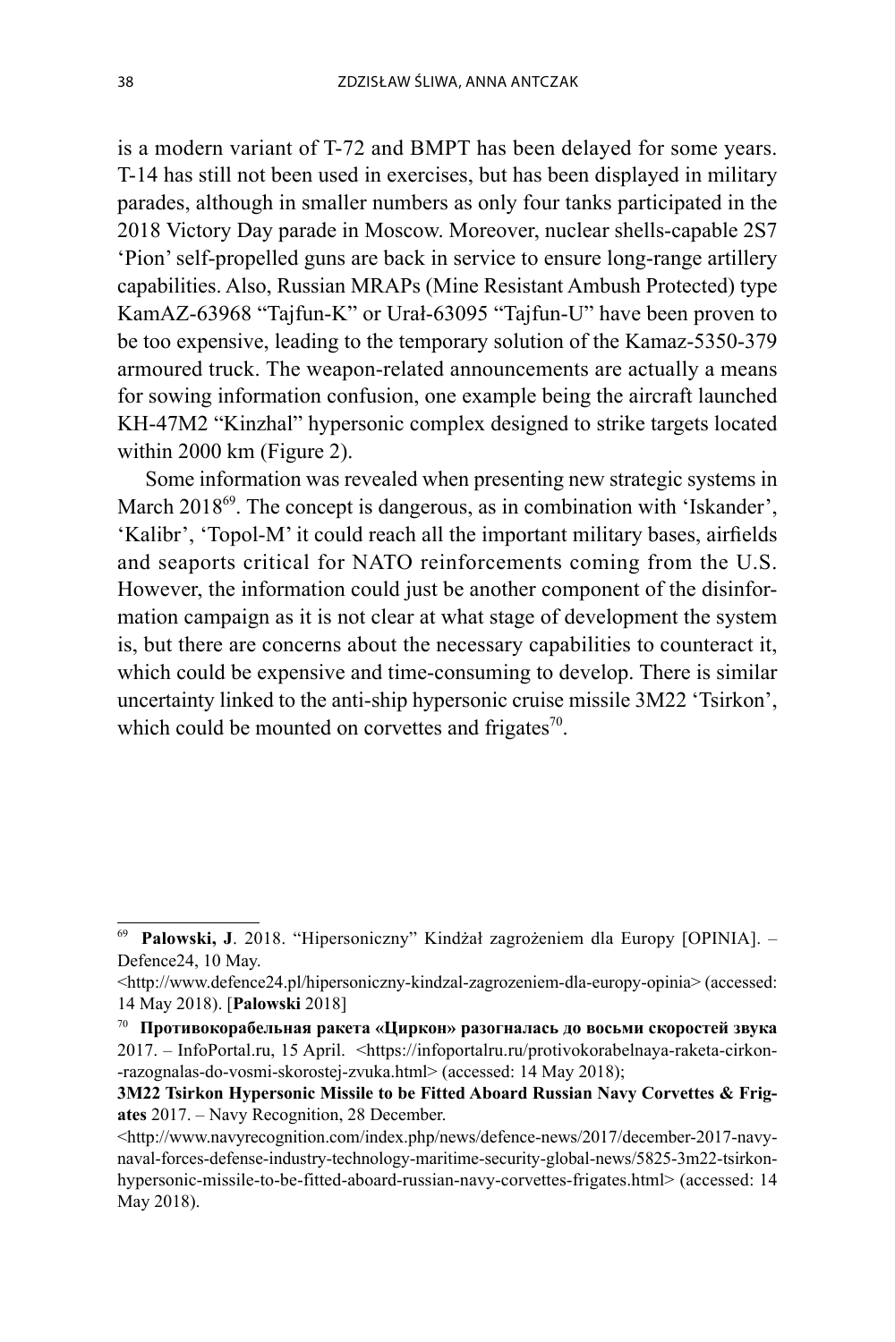is a modern variant of T-72 and BMPT has been delayed for some years. T-14 has still not been used in exercises, but has been displayed in military parades, although in smaller numbers as only four tanks participated in the 2018 Victory Day parade in Moscow. Moreover, nuclear shells-capable 2S7 'Pion' self-propelled guns are back in service to ensure long-range artillery capabilities. Also, Russian MRAPs (Mine Resistant Ambush Protected) type KamAZ-63968 "Tajfun-K" or Urał-63095 "Tajfun-U" have been proven to be too expensive, leading to the temporary solution of the Kamaz-5350-379 armoured truck. The weapon-related announcements are actually a means for sowing information confusion, one example being the aircraft launched KH-47M2 "Kinzhal" hypersonic complex designed to strike targets located within 2000 km (Figure 2).

Some information was revealed when presenting new strategic systems in March 2018[69]. The concept is dangerous, as in combination with 'Iskander', 'Kalibr', 'Topol-M' it could reach all the important military bases, airfields and seaports critical for NATO reinforcements coming from the U.S. However, the information could just be another component of the disinformation campaign as it is not clear at what stage of development the system is, but there are concerns about the necessary capabilities to counteract it, which could be expensive and time-consuming to develop. There is similar uncertainty linked to the anti-ship hypersonic cruise missile 3M22 'Tsirkon', which could be mounted on corvettes and frigates[70].

---

[69] **Palowski, J**. 2018. "Hipersoniczny" Kindżał zagrożeniem dla Europy [OPINIA]. – Defence24, 10 May. <http://www.defence24.pl/hipersoniczny-kindzal-zagrozeniem-dla-europy-opinia> (accessed: 14 May 2018). [**Palowski** 2018]

[70] **Противокорабельная ракета «Циркон» разогналась до восьми скоростей звука** 2017. – InfoPortal.ru, 15 April. <https://infoportalru.ru/protivokorabelnaya-raketa-cirkon--razognalas-do-vosmi-skorostej-zvuka.html> (accessed: 14 May 2018);
**3M22 Tsirkon Hypersonic Missile to be Fitted Aboard Russian Navy Corvettes & Frigates** 2017. – Navy Recognition, 28 December. <http://www.navyrecognition.com/index.php/news/defence-news/2017/december-2017-navy-naval-forces-defense-industry-technology-maritime-security-global-news/5825-3m22-tsirkon-hypersonic-missile-to-be-fitted-aboard-russian-navy-corvettes-frigates.html> (accessed: 14 May 2018).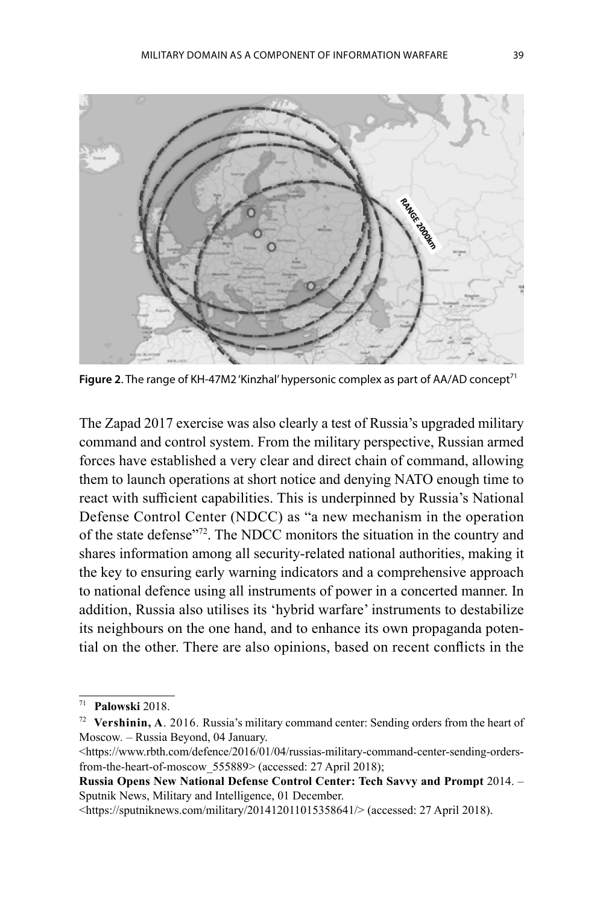**Figure 2.** The range of KH-47M2 'Kinzhal' hypersonic complex as part of AA/AD concept[71]

The Zapad 2017 exercise was also clearly a test of Russia's upgraded military command and control system. From the military perspective, Russian armed forces have established a very clear and direct chain of command, allowing them to launch operations at short notice and denying NATO enough time to react with sufficient capabilities. This is underpinned by Russia's National Defense Control Center (NDCC) as "a new mechanism in the operation of the state defense"[72]. The NDCC monitors the situation in the country and shares information among all security-related national authorities, making it the key to ensuring early warning indicators and a comprehensive approach to national defence using all instruments of power in a concerted manner. In addition, Russia also utilises its 'hybrid warfare' instruments to destabilize its neighbours on the one hand, and to enhance its own propaganda potential on the other. There are also opinions, based on recent conflicts in the

---

[71] **Palowski** 2018.

[72] **Vershinin, A**. 2016. Russia's military command center: Sending orders from the heart of Moscow. – Russia Beyond, 04 January.
<https://www.rbth.com/defence/2016/01/04/russias-military-command-center-sending-orders-from-the-heart-of-moscow_555889> (accessed: 27 April 2018);
**Russia Opens New National Defense Control Center: Tech Savvy and Prompt** 2014. – Sputnik News, Military and Intelligence, 01 December.
<https://sputniknews.com/military/201412011015358641/> (accessed: 27 April 2018).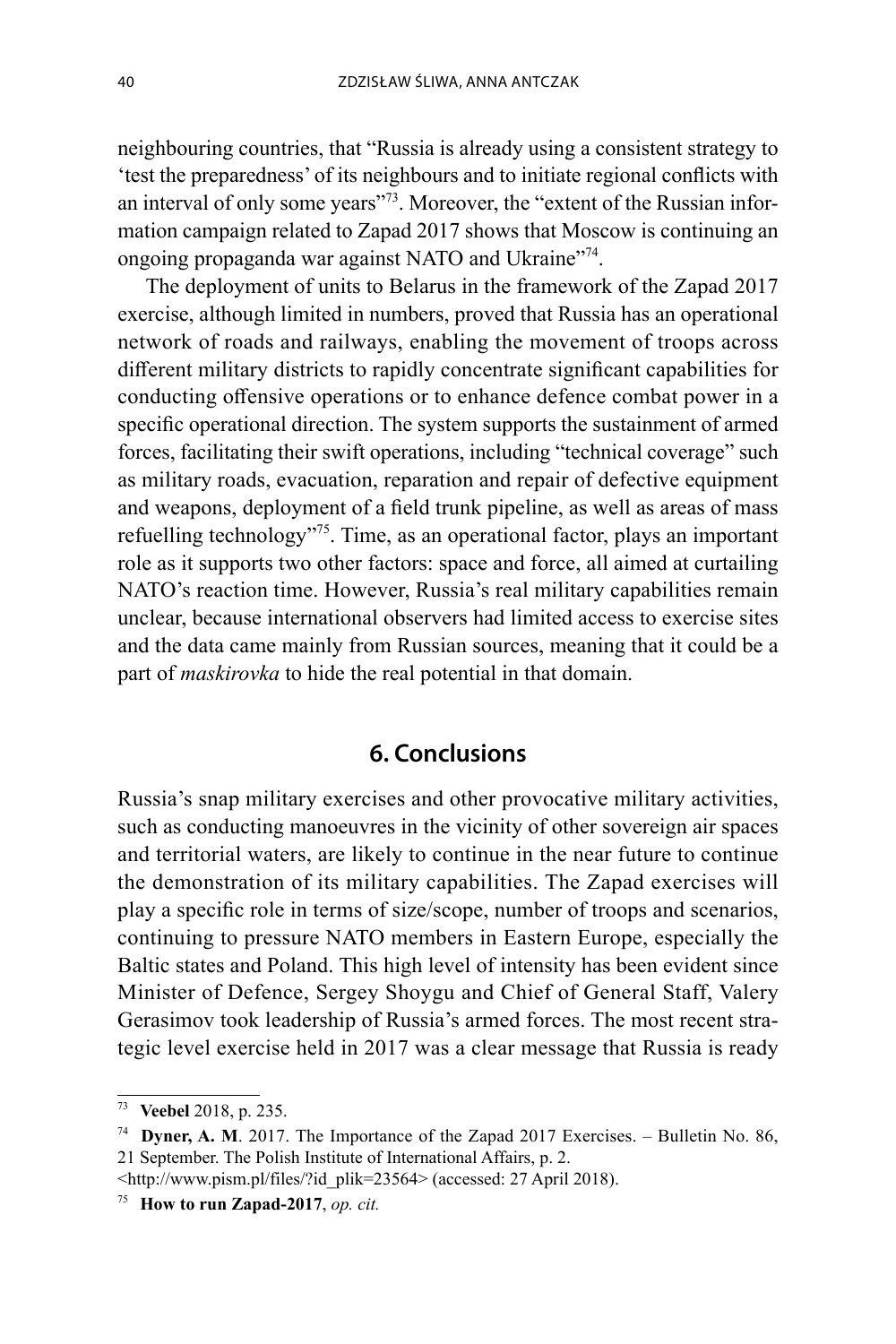neighbouring countries, that "Russia is already using a consistent strategy to 'test the preparedness' of its neighbours and to initiate regional conflicts with an interval of only some years"[73]. Moreover, the "extent of the Russian information campaign related to Zapad 2017 shows that Moscow is continuing an ongoing propaganda war against NATO and Ukraine"[74].

The deployment of units to Belarus in the framework of the Zapad 2017 exercise, although limited in numbers, proved that Russia has an operational network of roads and railways, enabling the movement of troops across different military districts to rapidly concentrate significant capabilities for conducting offensive operations or to enhance defence combat power in a specific operational direction. The system supports the sustainment of armed forces, facilitating their swift operations, including "technical coverage" such as military roads, evacuation, reparation and repair of defective equipment and weapons, deployment of a field trunk pipeline, as well as areas of mass refuelling technology"[75]. Time, as an operational factor, plays an important role as it supports two other factors: space and force, all aimed at curtailing NATO's reaction time. However, Russia's real military capabilities remain unclear, because international observers had limited access to exercise sites and the data came mainly from Russian sources, meaning that it could be a part of *maskirovka* to hide the real potential in that domain.

## 6. Conclusions

Russia's snap military exercises and other provocative military activities, such as conducting manoeuvres in the vicinity of other sovereign air spaces and territorial waters, are likely to continue in the near future to continue the demonstration of its military capabilities. The Zapad exercises will play a specific role in terms of size/scope, number of troops and scenarios, continuing to pressure NATO members in Eastern Europe, especially the Baltic states and Poland. This high level of intensity has been evident since Minister of Defence, Sergey Shoygu and Chief of General Staff, Valery Gerasimov took leadership of Russia's armed forces. The most recent strategic level exercise held in 2017 was a clear message that Russia is ready

---

[73] **Veebel** 2018, p. 235.

[74] **Dyner, A. M**. 2017. The Importance of the Zapad 2017 Exercises. – Bulletin No. 86, 21 September. The Polish Institute of International Affairs, p. 2. <http://www.pism.pl/files/?id_plik=23564> (accessed: 27 April 2018).

[75] **How to run Zapad-2017**, *op. cit.*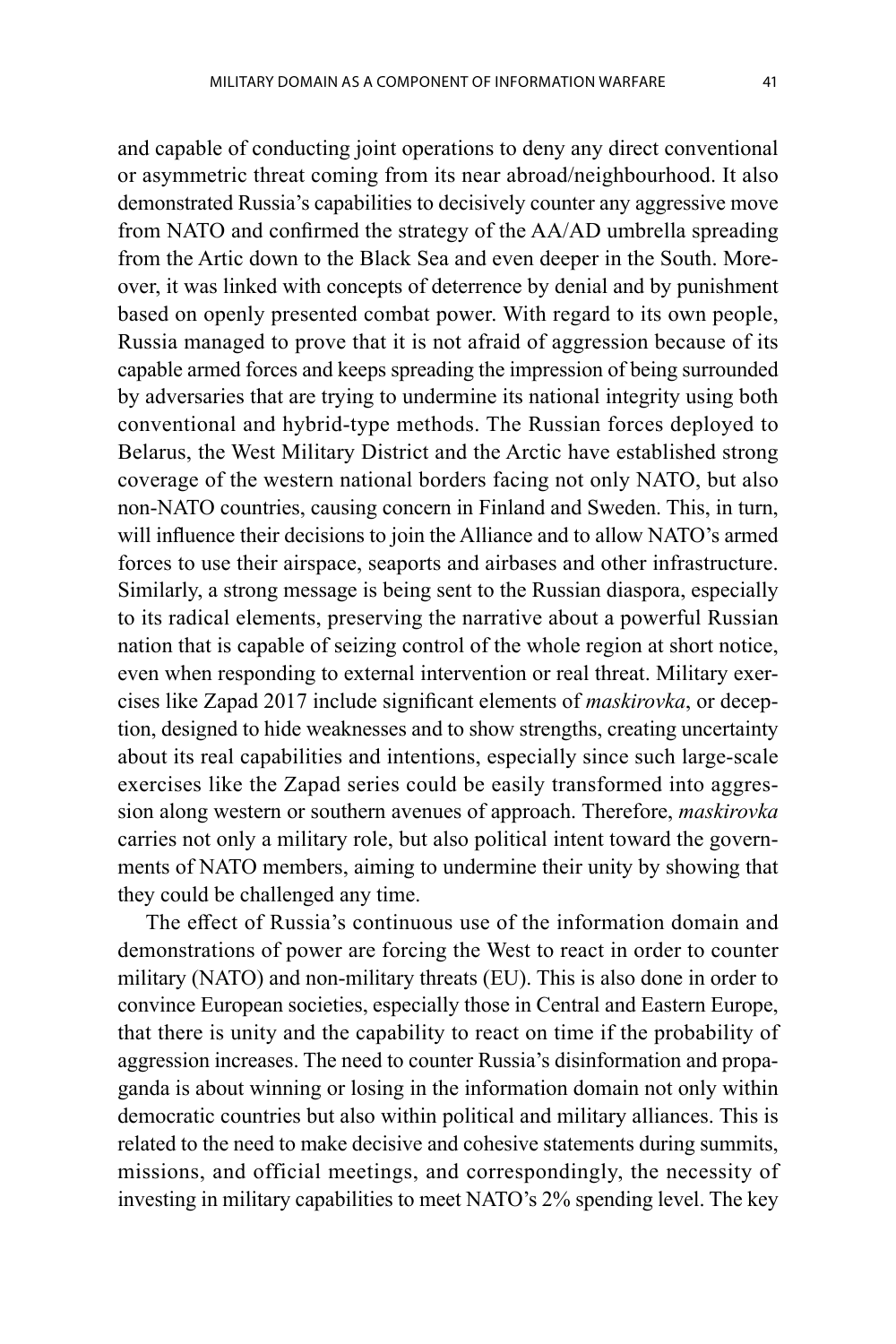and capable of conducting joint operations to deny any direct conventional or asymmetric threat coming from its near abroad/neighbourhood. It also demonstrated Russia's capabilities to decisively counter any aggressive move from NATO and confirmed the strategy of the AA/AD umbrella spreading from the Artic down to the Black Sea and even deeper in the South. Moreover, it was linked with concepts of deterrence by denial and by punishment based on openly presented combat power. With regard to its own people, Russia managed to prove that it is not afraid of aggression because of its capable armed forces and keeps spreading the impression of being surrounded by adversaries that are trying to undermine its national integrity using both conventional and hybrid-type methods. The Russian forces deployed to Belarus, the West Military District and the Arctic have established strong coverage of the western national borders facing not only NATO, but also non-NATO countries, causing concern in Finland and Sweden. This, in turn, will influence their decisions to join the Alliance and to allow NATO's armed forces to use their airspace, seaports and airbases and other infrastructure. Similarly, a strong message is being sent to the Russian diaspora, especially to its radical elements, preserving the narrative about a powerful Russian nation that is capable of seizing control of the whole region at short notice, even when responding to external intervention or real threat. Military exercises like Zapad 2017 include significant elements of *maskirovka*, or deception, designed to hide weaknesses and to show strengths, creating uncertainty about its real capabilities and intentions, especially since such large-scale exercises like the Zapad series could be easily transformed into aggression along western or southern avenues of approach. Therefore, *maskirovka* carries not only a military role, but also political intent toward the governments of NATO members, aiming to undermine their unity by showing that they could be challenged any time.

The effect of Russia's continuous use of the information domain and demonstrations of power are forcing the West to react in order to counter military (NATO) and non-military threats (EU). This is also done in order to convince European societies, especially those in Central and Eastern Europe, that there is unity and the capability to react on time if the probability of aggression increases. The need to counter Russia's disinformation and propaganda is about winning or losing in the information domain not only within democratic countries but also within political and military alliances. This is related to the need to make decisive and cohesive statements during summits, missions, and official meetings, and correspondingly, the necessity of investing in military capabilities to meet NATO's 2% spending level. The key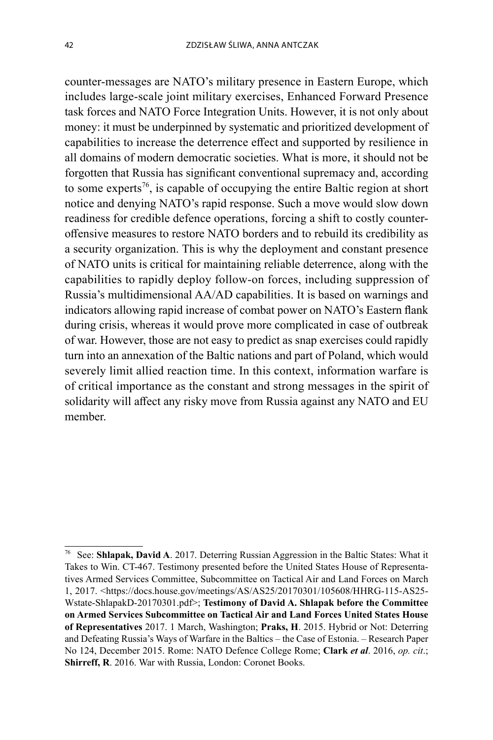counter-messages are NATO's military presence in Eastern Europe, which includes large-scale joint military exercises, Enhanced Forward Presence task forces and NATO Force Integration Units. However, it is not only about money: it must be underpinned by systematic and prioritized development of capabilities to increase the deterrence effect and supported by resilience in all domains of modern democratic societies. What is more, it should not be forgotten that Russia has significant conventional supremacy and, according to some experts[76], is capable of occupying the entire Baltic region at short notice and denying NATO's rapid response. Such a move would slow down readiness for credible defence operations, forcing a shift to costly counter-offensive measures to restore NATO borders and to rebuild its credibility as a security organization. This is why the deployment and constant presence of NATO units is critical for maintaining reliable deterrence, along with the capabilities to rapidly deploy follow-on forces, including suppression of Russia's multidimensional AA/AD capabilities. It is based on warnings and indicators allowing rapid increase of combat power on NATO's Eastern flank during crisis, whereas it would prove more complicated in case of outbreak of war. However, those are not easy to predict as snap exercises could rapidly turn into an annexation of the Baltic nations and part of Poland, which would severely limit allied reaction time. In this context, information warfare is of critical importance as the constant and strong messages in the spirit of solidarity will affect any risky move from Russia against any NATO and EU member.

---

[76] See: **Shlapak, David A**. 2017. Deterring Russian Aggression in the Baltic States: What it Takes to Win. CT-467. Testimony presented before the United States House of Representatives Armed Services Committee, Subcommittee on Tactical Air and Land Forces on March 1, 2017. <https://docs.house.gov/meetings/AS/AS25/20170301/105608/HHRG-115-AS25-Wstate-ShlapakD-20170301.pdf>; **Testimony of David A. Shlapak before the Committee on Armed Services Subcommittee on Tactical Air and Land Forces United States House of Representatives** 2017. 1 March, Washington; **Praks, H**. 2015. Hybrid or Not: Deterring and Defeating Russia's Ways of Warfare in the Baltics – the Case of Estonia. – Research Paper No 124, December 2015. Rome: NATO Defence College Rome; **Clark *et al***. 2016, *op. cit*.; **Shirreff, R**. 2016. War with Russia, London: Coronet Books.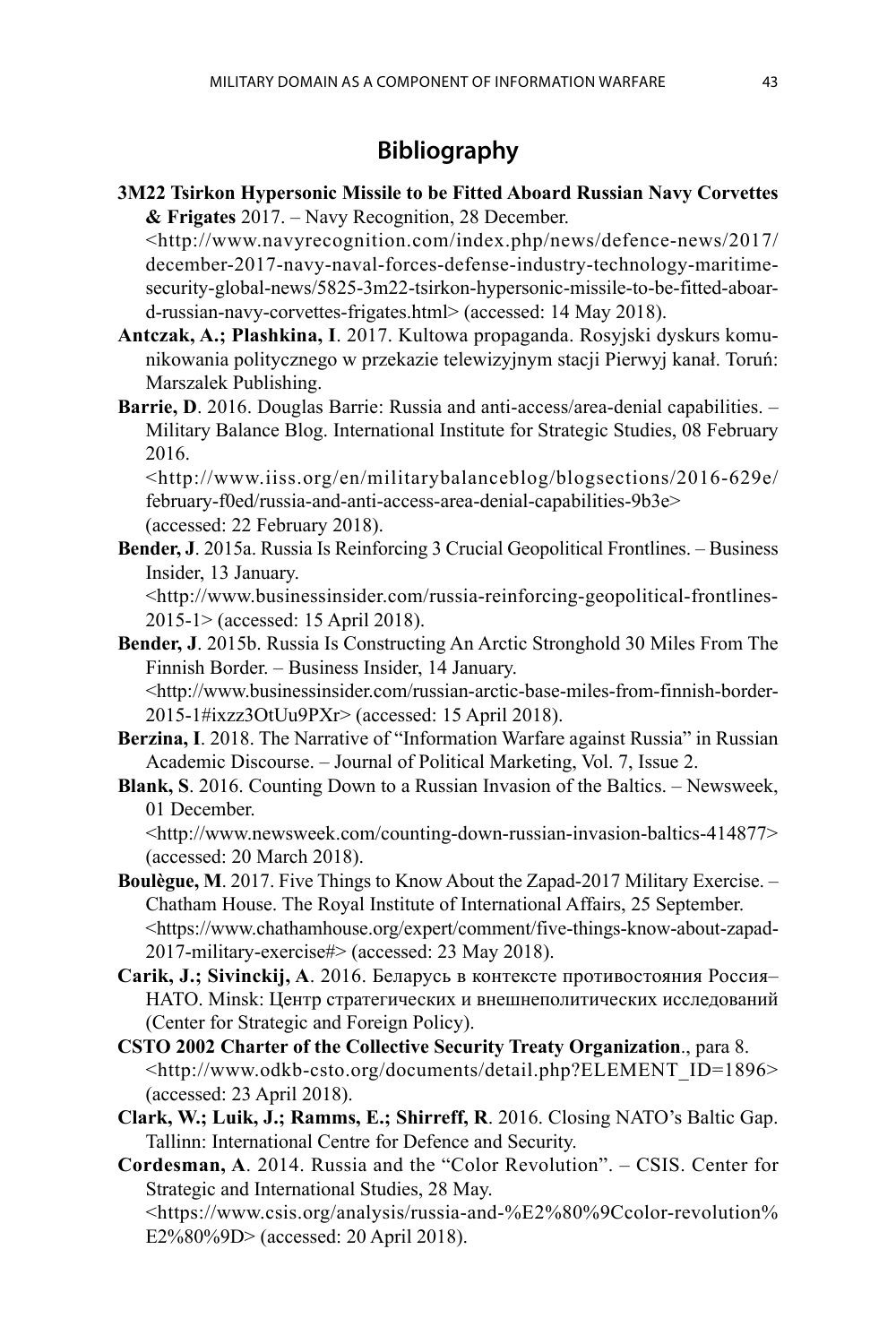## Bibliography

**3M22 Tsirkon Hypersonic Missile to be Fitted Aboard Russian Navy Corvettes & Frigates** 2017. – Navy Recognition, 28 December. <http://www.navyrecognition.com/index.php/news/defence-news/2017/december-2017-navy-naval-forces-defense-industry-technology-maritime-security-global-news/5825-3m22-tsirkon-hypersonic-missile-to-be-fitted-aboard-russian-navy-corvettes-frigates.html> (accessed: 14 May 2018).

**Antczak, A.; Plashkina, I**. 2017. Kultowa propaganda. Rosyjski dyskurs komunikowania politycznego w przekazie telewizyjnym stacji Pierwyj kanał. Toruń: Marszalek Publishing.

**Barrie, D**. 2016. Douglas Barrie: Russia and anti-access/area-denial capabilities. – Military Balance Blog. International Institute for Strategic Studies, 08 February 2016. <http://www.iiss.org/en/militarybalanceblog/blogsections/2016-629e/february-f0ed/russia-and-anti-access-area-denial-capabilities-9b3e> (accessed: 22 February 2018).

**Bender, J**. 2015a. Russia Is Reinforcing 3 Crucial Geopolitical Frontlines. – Business Insider, 13 January. <http://www.businessinsider.com/russia-reinforcing-geopolitical-frontlines-2015-1> (accessed: 15 April 2018).

**Bender, J**. 2015b. Russia Is Constructing An Arctic Stronghold 30 Miles From The Finnish Border. – Business Insider, 14 January. <http://www.businessinsider.com/russian-arctic-base-miles-from-finnish-border-2015-1#ixzz3OtUu9PXr> (accessed: 15 April 2018).

**Berzina, I**. 2018. The Narrative of "Information Warfare against Russia" in Russian Academic Discourse. – Journal of Political Marketing, Vol. 7, Issue 2.

**Blank, S**. 2016. Counting Down to a Russian Invasion of the Baltics. – Newsweek, 01 December. <http://www.newsweek.com/counting-down-russian-invasion-baltics-414877> (accessed: 20 March 2018).

**Boulègue, M**. 2017. Five Things to Know About the Zapad-2017 Military Exercise. – Chatham House. The Royal Institute of International Affairs, 25 September. <https://www.chathamhouse.org/expert/comment/five-things-know-about-zapad-2017-military-exercise#> (accessed: 23 May 2018).

**Carik, J.; Sivinckij, A**. 2016. Беларусь в контексте противостояния Россия–НАТО. Minsk: Центр стратегических и внешнеполитических исследований (Center for Strategic and Foreign Policy).

**CSTO 2002 Charter of the Collective Security Treaty Organization**., para 8. <http://www.odkb-csto.org/documents/detail.php?ELEMENT_ID=1896> (accessed: 23 April 2018).

**Clark, W.; Luik, J.; Ramms, E.; Shirreff, R**. 2016. Closing NATO's Baltic Gap. Tallinn: International Centre for Defence and Security.

**Cordesman, A**. 2014. Russia and the "Color Revolution". – CSIS. Center for Strategic and International Studies, 28 May. <https://www.csis.org/analysis/russia-and-%E2%80%9Ccolor-revolution%E2%80%9D> (accessed: 20 April 2018).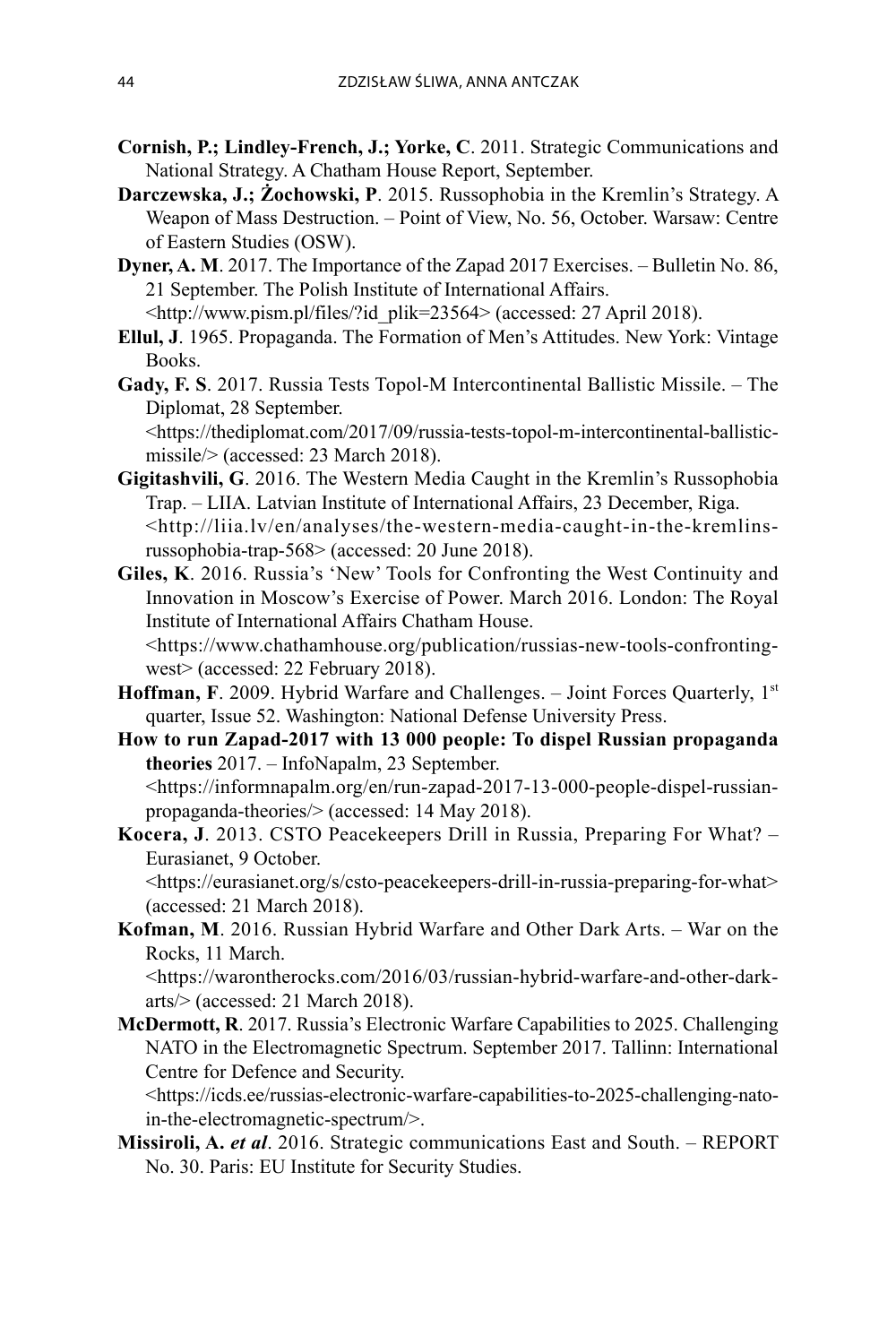**Cornish, P.; Lindley-French, J.; Yorke, C**. 2011. Strategic Communications and National Strategy. A Chatham House Report, September.

**Darczewska, J.; Żochowski, P**. 2015. Russophobia in the Kremlin's Strategy. A Weapon of Mass Destruction. – Point of View, No. 56, October. Warsaw: Centre of Eastern Studies (OSW).

**Dyner, A. M**. 2017. The Importance of the Zapad 2017 Exercises. – Bulletin No. 86, 21 September. The Polish Institute of International Affairs. <http://www.pism.pl/files/?id_plik=23564> (accessed: 27 April 2018).

**Ellul, J**. 1965. Propaganda. The Formation of Men's Attitudes. New York: Vintage Books.

**Gady, F. S**. 2017. Russia Tests Topol-M Intercontinental Ballistic Missile. – The Diplomat, 28 September. <https://thediplomat.com/2017/09/russia-tests-topol-m-intercontinental-ballistic-missile/> (accessed: 23 March 2018).

**Gigitashvili, G**. 2016. The Western Media Caught in the Kremlin's Russophobia Trap. – LIIA. Latvian Institute of International Affairs, 23 December, Riga. <http://liia.lv/en/analyses/the-western-media-caught-in-the-kremlins-russophobia-trap-568> (accessed: 20 June 2018).

**Giles, K**. 2016. Russia's 'New' Tools for Confronting the West Continuity and Innovation in Moscow's Exercise of Power. March 2016. London: The Royal Institute of International Affairs Chatham House. <https://www.chathamhouse.org/publication/russias-new-tools-confronting-west> (accessed: 22 February 2018).

**Hoffman, F**. 2009. Hybrid Warfare and Challenges. – Joint Forces Quarterly, 1st quarter, Issue 52. Washington: National Defense University Press.

**How to run Zapad-2017 with 13 000 people: To dispel Russian propaganda theories** 2017. – InfoNapalm, 23 September. <https://informnapalm.org/en/run-zapad-2017-13-000-people-dispel-russian-propaganda-theories/> (accessed: 14 May 2018).

**Kocera, J**. 2013. CSTO Peacekeepers Drill in Russia, Preparing For What? – Eurasianet, 9 October. <https://eurasianet.org/s/csto-peacekeepers-drill-in-russia-preparing-for-what> (accessed: 21 March 2018).

**Kofman, M**. 2016. Russian Hybrid Warfare and Other Dark Arts. – War on the Rocks, 11 March. <https://warontherocks.com/2016/03/russian-hybrid-warfare-and-other-dark-arts/> (accessed: 21 March 2018).

**McDermott, R**. 2017. Russia's Electronic Warfare Capabilities to 2025. Challenging NATO in the Electromagnetic Spectrum. September 2017. Tallinn: International Centre for Defence and Security. <https://icds.ee/russias-electronic-warfare-capabilities-to-2025-challenging-nato-in-the-electromagnetic-spectrum/>.

**Missiroli, A. *et al***. 2016. Strategic communications East and South. – REPORT No. 30. Paris: EU Institute for Security Studies.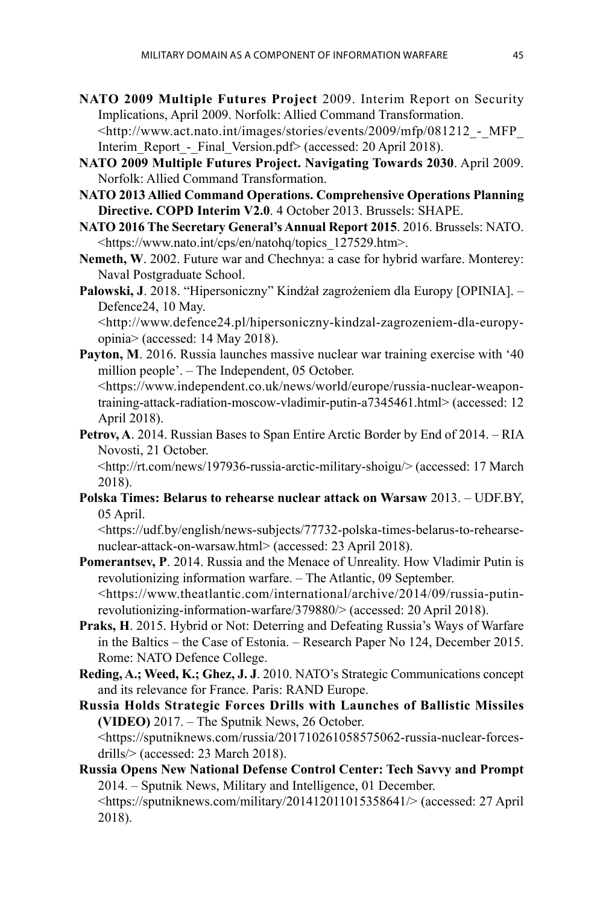**NATO 2009 Multiple Futures Project** 2009. Interim Report on Security Implications, April 2009. Norfolk: Allied Command Transformation. <http://www.act.nato.int/images/stories/events/2009/mfp/081212_-_MFP_Interim_Report_-_Final_Version.pdf> (accessed: 20 April 2018).

**NATO 2009 Multiple Futures Project. Navigating Towards 2030**. April 2009. Norfolk: Allied Command Transformation.

**NATO 2013 Allied Command Operations. Comprehensive Operations Planning Directive. COPD Interim V2.0**. 4 October 2013. Brussels: SHAPE.

**NATO 2016 The Secretary General's Annual Report 2015**. 2016. Brussels: NATO. <https://www.nato.int/cps/en/natohq/topics_127529.htm>.

**Nemeth, W**. 2002. Future war and Chechnya: a case for hybrid warfare. Monterey: Naval Postgraduate School.

**Palowski, J**. 2018. "Hipersoniczny" Kindżał zagrożeniem dla Europy [OPINIA]. – Defence24, 10 May. <http://www.defence24.pl/hipersoniczny-kindzal-zagrozeniem-dla-europy-opinia> (accessed: 14 May 2018).

**Payton, M**. 2016. Russia launches massive nuclear war training exercise with '40 million people'. – The Independent, 05 October. <https://www.independent.co.uk/news/world/europe/russia-nuclear-weapon-training-attack-radiation-moscow-vladimir-putin-a7345461.html> (accessed: 12 April 2018).

**Petrov, A**. 2014. Russian Bases to Span Entire Arctic Border by End of 2014. – RIA Novosti, 21 October. <http://rt.com/news/197936-russia-arctic-military-shoigu/> (accessed: 17 March 2018).

**Polska Times: Belarus to rehearse nuclear attack on Warsaw** 2013. – UDF.BY, 05 April. <https://udf.by/english/news-subjects/77732-polska-times-belarus-to-rehearse-nuclear-attack-on-warsaw.html> (accessed: 23 April 2018).

**Pomerantsev, P**. 2014. Russia and the Menace of Unreality. How Vladimir Putin is revolutionizing information warfare. – The Atlantic, 09 September. <https://www.theatlantic.com/international/archive/2014/09/russia-putin-revolutionizing-information-warfare/379880/> (accessed: 20 April 2018).

**Praks, H**. 2015. Hybrid or Not: Deterring and Defeating Russia's Ways of Warfare in the Baltics – the Case of Estonia. – Research Paper No 124, December 2015. Rome: NATO Defence College.

**Reding, A.; Weed, K.; Ghez, J. J**. 2010. NATO's Strategic Communications concept and its relevance for France. Paris: RAND Europe.

**Russia Holds Strategic Forces Drills with Launches of Ballistic Missiles (VIDEO)** 2017. – The Sputnik News, 26 October. <https://sputniknews.com/russia/201710261058575062-russia-nuclear-forces-drills/> (accessed: 23 March 2018).

**Russia Opens New National Defense Control Center: Tech Savvy and Prompt** 2014. – Sputnik News, Military and Intelligence, 01 December. <https://sputniknews.com/military/201412011015358641/> (accessed: 27 April 2018).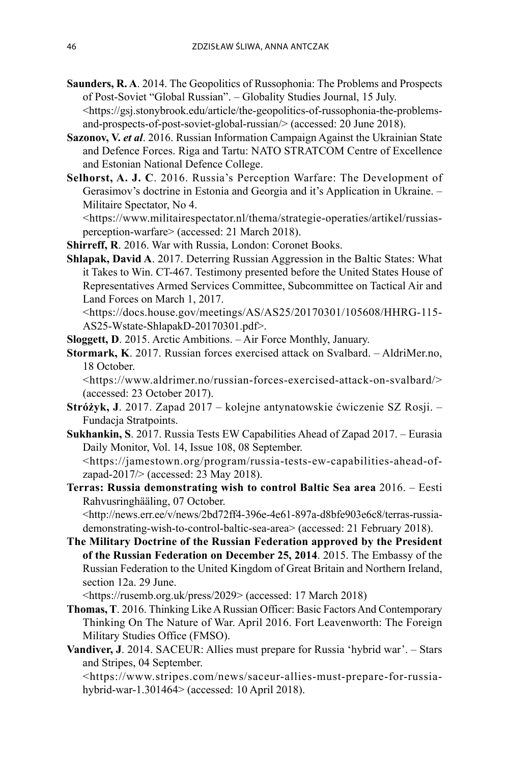**Saunders, R. A**. 2014. The Geopolitics of Russophonia: The Problems and Prospects of Post-Soviet "Global Russian". – Globality Studies Journal, 15 July. <https://gsj.stonybrook.edu/article/the-geopolitics-of-russophonia-the-problems-and-prospects-of-post-soviet-global-russian/> (accessed: 20 June 2018).

**Sazonov, V. *et al***. 2016. Russian Information Campaign Against the Ukrainian State and Defence Forces. Riga and Tartu: NATO STRATCOM Centre of Excellence and Estonian National Defence College.

**Selhorst, A. J. C**. 2016. Russia's Perception Warfare: The Development of Gerasimov's doctrine in Estonia and Georgia and it's Application in Ukraine. – Militaire Spectator, No 4. <https://www.militairespectator.nl/thema/strategie-operaties/artikel/russias-perception-warfare> (accessed: 21 March 2018).

**Shirreff, R**. 2016. War with Russia, London: Coronet Books.

**Shlapak, David A**. 2017. Deterring Russian Aggression in the Baltic States: What it Takes to Win. CT-467. Testimony presented before the United States House of Representatives Armed Services Committee, Subcommittee on Tactical Air and Land Forces on March 1, 2017. <https://docs.house.gov/meetings/AS/AS25/20170301/105608/HHRG-115-AS25-Wstate-ShlapakD-20170301.pdf>.

**Sloggett, D**. 2015. Arctic Ambitions. – Air Force Monthly, January.

**Stormark, K**. 2017. Russian forces exercised attack on Svalbard. – AldriMer.no, 18 October. <https://www.aldrimer.no/russian-forces-exercised-attack-on-svalbard/> (accessed: 23 October 2017).

**Stróżyk, J**. 2017. Zapad 2017 – kolejne antynatowskie ćwiczenie SZ Rosji. – Fundacja Stratpoints.

**Sukhankin, S**. 2017. Russia Tests EW Capabilities Ahead of Zapad 2017. – Eurasia Daily Monitor, Vol. 14, Issue 108, 08 September. <https://jamestown.org/program/russia-tests-ew-capabilities-ahead-of-zapad-2017/> (accessed: 23 May 2018).

**Terras: Russia demonstrating wish to control Baltic Sea area** 2016. – Eesti Rahvusringhääling, 07 October. <http://news.err.ee/v/news/2bd72ff4-396e-4e61-897a-d8bfe903e6c8/terras-russia-demonstrating-wish-to-control-baltic-sea-area> (accessed: 21 February 2018).

**The Military Doctrine of the Russian Federation approved by the President of the Russian Federation on December 25, 2014**. 2015. The Embassy of the Russian Federation to the United Kingdom of Great Britain and Northern Ireland, section 12a. 29 June. <https://rusemb.org.uk/press/2029> (accessed: 17 March 2018)

**Thomas, T**. 2016. Thinking Like A Russian Officer: Basic Factors And Contemporary Thinking On The Nature of War. April 2016. Fort Leavenworth: The Foreign Military Studies Office (FMSO).

**Vandiver, J**. 2014. SACEUR: Allies must prepare for Russia 'hybrid war'. – Stars and Stripes, 04 September. <https://www.stripes.com/news/saceur-allies-must-prepare-for-russia-hybrid-war-1.301464> (accessed: 10 April 2018).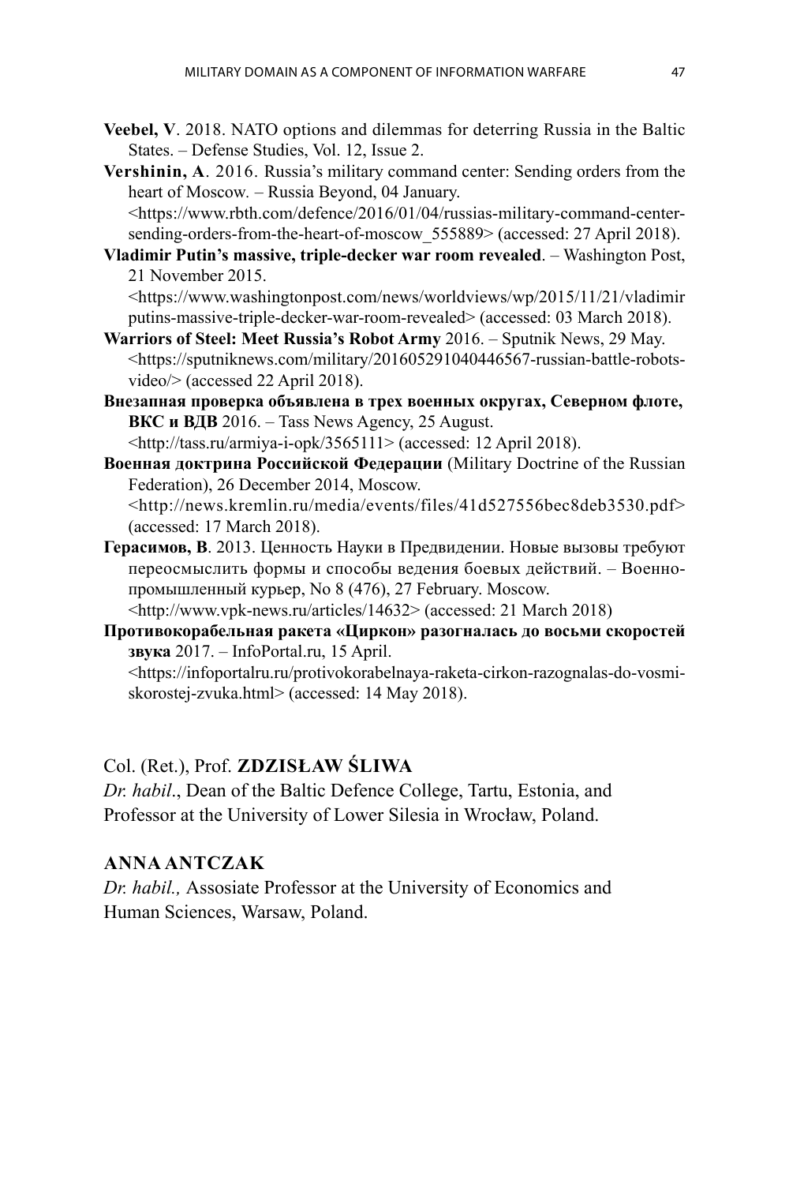**Veebel, V**. 2018. NATO options and dilemmas for deterring Russia in the Baltic States. – Defense Studies, Vol. 12, Issue 2.

**Vershinin, A**. 2016. Russia's military command center: Sending orders from the heart of Moscow. – Russia Beyond, 04 January. <https://www.rbth.com/defence/2016/01/04/russias-military-command-center-sending-orders-from-the-heart-of-moscow_555889> (accessed: 27 April 2018).

**Vladimir Putin's massive, triple-decker war room revealed**. – Washington Post, 21 November 2015. <https://www.washingtonpost.com/news/worldviews/wp/2015/11/21/vladimir putins-massive-triple-decker-war-room-revealed> (accessed: 03 March 2018).

**Warriors of Steel: Meet Russia's Robot Army** 2016. – Sputnik News, 29 May. <https://sputniknews.com/military/201605291040446567-russian-battle-robots-video/> (accessed 22 April 2018).

**Внезапная проверка объявлена в трех военных округах, Северном флоте, ВКС и ВДВ** 2016. – Tass News Agency, 25 August. <http://tass.ru/armiya-i-opk/3565111> (accessed: 12 April 2018).

**Военная доктрина Российской Федерации** (Military Doctrine of the Russian Federation), 26 December 2014, Moscow. <http://news.kremlin.ru/media/events/files/41d527556bec8deb3530.pdf> (accessed: 17 March 2018).

**Герасимов, В**. 2013. Ценность Науки в Предвидении. Новые вызовы требуют переосмыслить формы и способы ведения боевых действий. – Военно-промышленный курьер, No 8 (476), 27 February. Moscow. <http://www.vpk-news.ru/articles/14632> (accessed: 21 March 2018)

**Противокорабельная ракета «Циркон» разогналась до восьми скоростей звука** 2017. – InfoPortal.ru, 15 April. <https://infoportalru.ru/protivokorabelnaya-raketa-cirkon-razognalas-do-vosmi-skorostej-zvuka.html> (accessed: 14 May 2018).

Col. (Ret.), Prof. **ZDZISŁAW ŚLIWA**

*Dr. habil*., Dean of the Baltic Defence College, Tartu, Estonia, and Professor at the University of Lower Silesia in Wrocław, Poland.

**ANNA ANTCZAK**

*Dr. habil.,* Assosiate Professor at the University of Economics and Human Sciences, Warsaw, Poland.